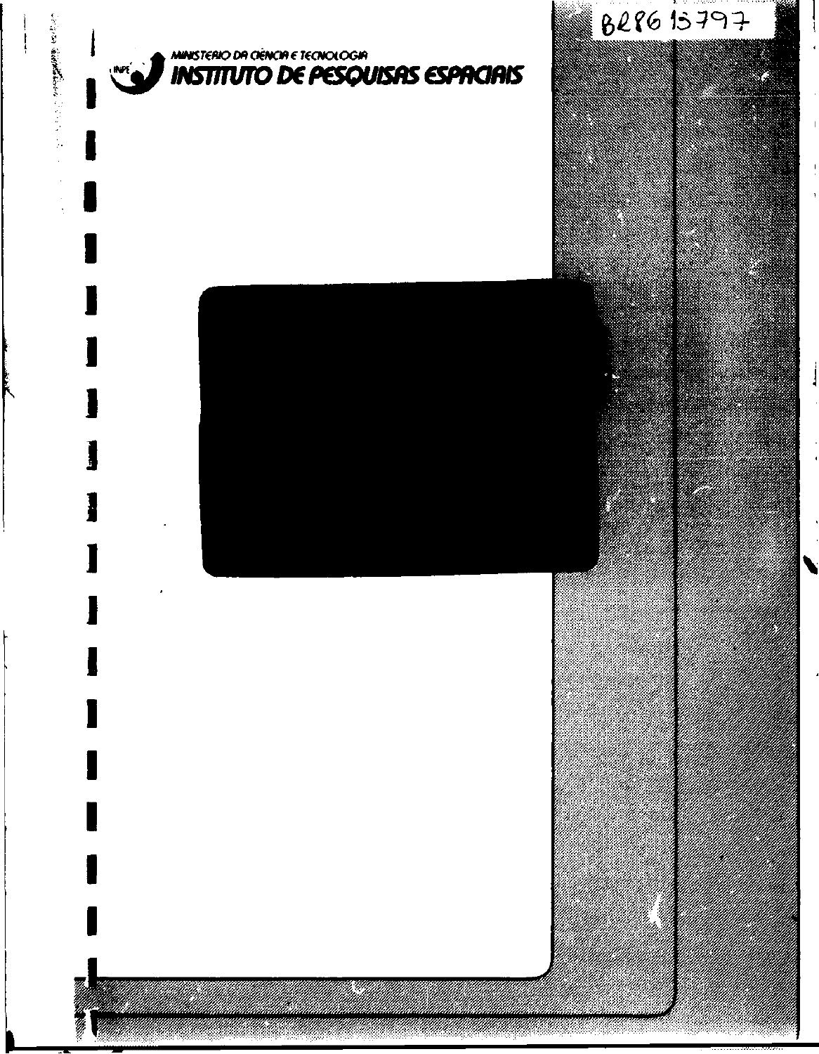BR8615797

MINISTÉRIO DA CIÊNCIA E TECNOLOGIA

# INSTITUTO DE PESQUISAS ESPACIAIS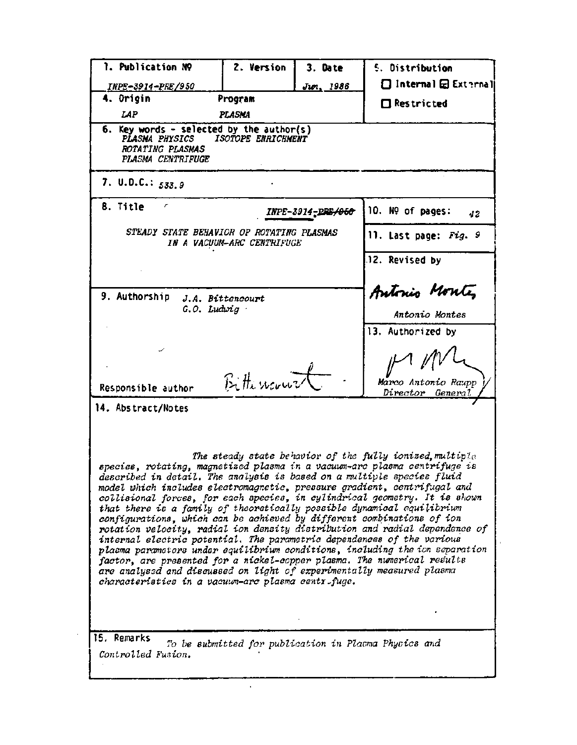| 1. Publication Nº | 2. Version | 3. Date | 5. Distribution |
|---|---|---|---|
| *INPE-3914-PRE/950* | | *Jun. 1986* | ☐ Internal ☒ External |
| 4. Origin | Program | | ☐ Restricted |
| *LAP* | *PLASMA* | | |

**6. Key words - selected by the author(s)**
*PLASMA PHYSICS* *ISOTOPE ENRICHMENT*
*ROTATING PLASMAS*
*PLASMA CENTRIFUGE*

**7. U.D.C.:** *533.9*

**8. Title** *INPE-3914-PRE/950*

*STEADY STATE BEHAVIOR OF ROTATING PLASMAS IN A VACUUM-ARC CENTRIFUGE*

**10. Nº of pages:** *42*

**11. Last page:** *Fig. 9*

**12. Revised by**

*Antonio Montes*

**9. Authorship** *J.A. Bittencourt*
*G.O. Ludwig*

**13. Authorized by**

*Marco Antonio Raupp*
*Director General*

Responsible author

**14. Abstract/Notes**

*The steady state behavior of the fully ionized, multiple species, rotating, magnetized plasma in a vacuum-arc plasma centrifuge is described in detail. The analysis is based on a multiple species fluid model which includes electromagnetic, pressure gradient, centrifugal and collisional forces, for each species, in cylindrical geometry. It is shown that there is a family of theoretically possible dynamical equilibrium configurations, which can be achieved by different combinations of ion rotation velocity, radial ion density distribution and radial dependence of internal electric potential. The parametric dependences of the various plasma parameters under equilibrium conditions, including the ion separation factor, are presented for a nickel-copper plasma. The numerical results are analysed and discussed on light of experimentally measured plasma characteristics in a vacuum-arc plasma centrifuge.*

**15. Remarks** *To be submitted for publication in Plasma Physics and Controlled Fusion.*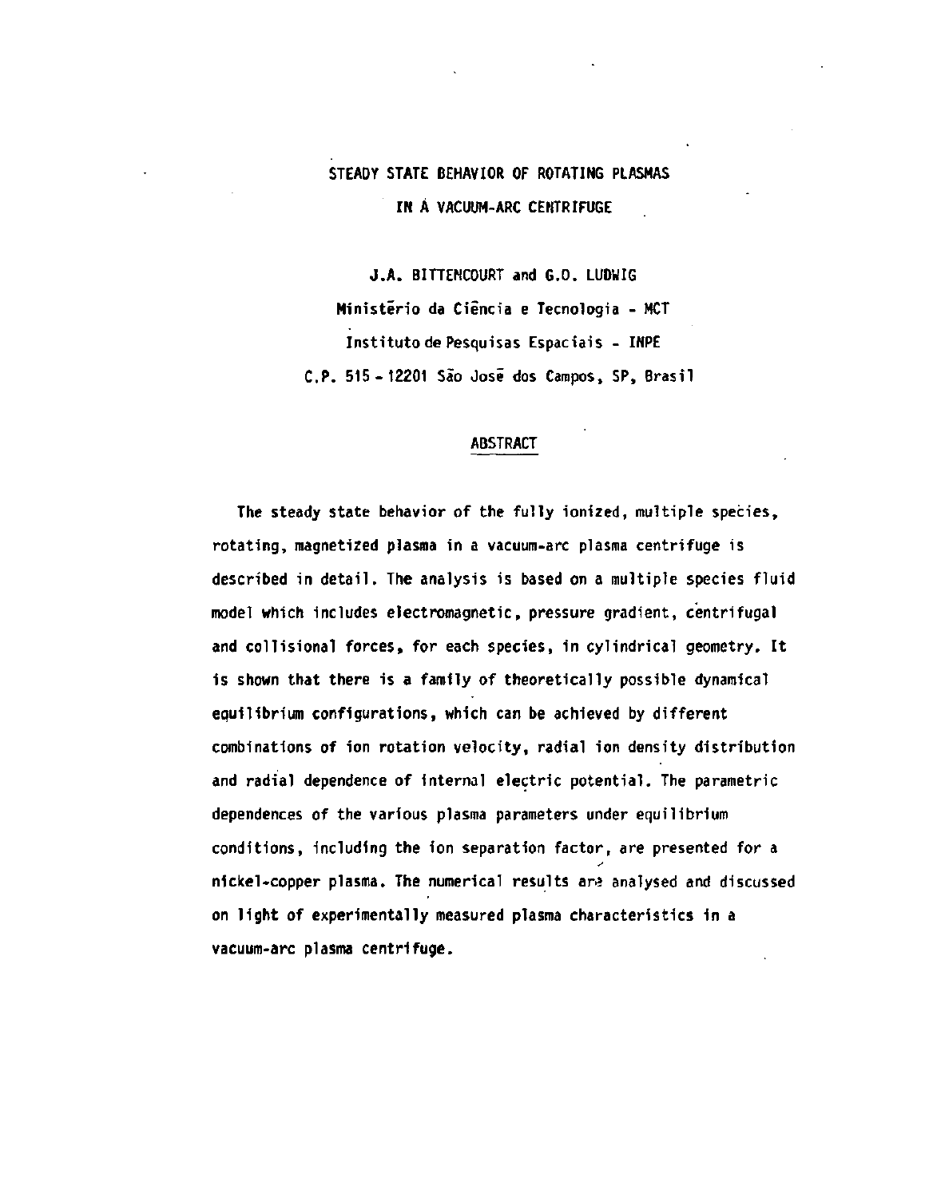# STEADY STATE BEHAVIOR OF ROTATING PLASMAS IN A VACUUM-ARC CENTRIFUGE

J.A. BITTENCOURT and G.O. LUDWIG

Ministério da Ciência e Tecnologia - MCT

Instituto de Pesquisas Espaciais - INPE

C.P. 515 - 12201 São José dos Campos, SP, Brasil

## ABSTRACT

The steady state behavior of the fully ionized, multiple species, rotating, magnetized plasma in a vacuum-arc plasma centrifuge is described in detail. The analysis is based on a multiple species fluid model which includes electromagnetic, pressure gradient, centrifugal and collisional forces, for each species, in cylindrical geometry. It is shown that there is a family of theoretically possible dynamical equilibrium configurations, which can be achieved by different combinations of ion rotation velocity, radial ion density distribution and radial dependence of internal electric potential. The parametric dependences of the various plasma parameters under equilibrium conditions, including the ion separation factor, are presented for a nickel-copper plasma. The numerical results are analysed and discussed on light of experimentally measured plasma characteristics in a vacuum-arc plasma centrifuge.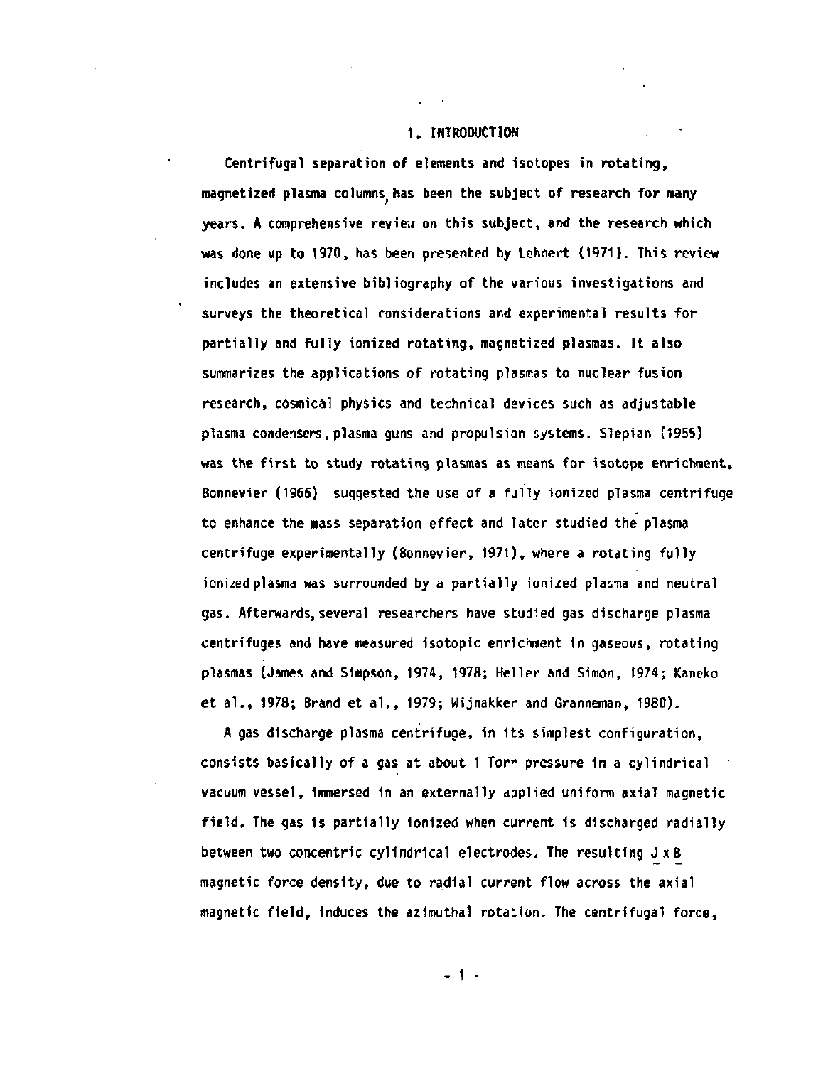# 1. INTRODUCTION

Centrifugal separation of elements and isotopes in rotating, magnetized plasma columns has been the subject of research for many years. A comprehensive review on this subject, and the research which was done up to 1970, has been presented by Lehnert (1971). This review includes an extensive bibliography of the various investigations and surveys the theoretical considerations and experimental results for partially and fully ionized rotating, magnetized plasmas. It also summarizes the applications of rotating plasmas to nuclear fusion research, cosmical physics and technical devices such as adjustable plasma condensers, plasma guns and propulsion systems. Slepian (1955) was the first to study rotating plasmas as means for isotope enrichment. Bonnevier (1966) suggested the use of a fully ionized plasma centrifuge to enhance the mass separation effect and later studied the plasma centrifuge experimentally (Bonnevier, 1971), where a rotating fully ionized plasma was surrounded by a partially ionized plasma and neutral gas. Afterwards, several researchers have studied gas discharge plasma centrifuges and have measured isotopic enrichment in gaseous, rotating plasmas (James and Simpson, 1974, 1978; Heller and Simon, 1974; Kaneko et al., 1978; Brand et al., 1979; Wijnakker and Granneman, 1980).

A gas discharge plasma centrifuge, in its simplest configuration, consists basically of a gas at about 1 Torr pressure in a cylindrical vacuum vessel, immersed in an externally applied uniform axial magnetic field. The gas is partially ionized when current is discharged radially between two concentric cylindrical electrodes. The resulting $\underline{J} \times \underline{B}$ magnetic force density, due to radial current flow across the axial magnetic field, induces the azimuthal rotation. The centrifugal force,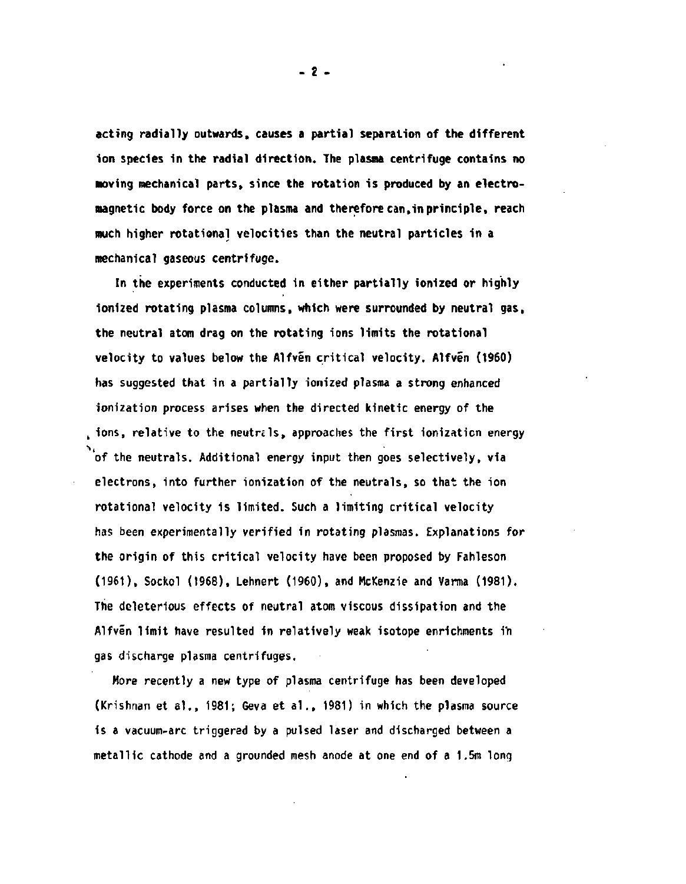acting radially outwards, causes a partial separation of the different ion species in the radial direction. The plasma centrifuge contains no moving mechanical parts, since the rotation is produced by an electromagnetic body force on the plasma and therefore can, in principle, reach much higher rotational velocities than the neutral particles in a mechanical gaseous centrifuge.

In the experiments conducted in either partially ionized or highly ionized rotating plasma columns, which were surrounded by neutral gas, the neutral atom drag on the rotating ions limits the rotational velocity to values below the Alfvén critical velocity. Alfvén (1960) has suggested that in a partially ionized plasma a strong enhanced ionization process arises when the directed kinetic energy of the ions, relative to the neutrals, approaches the first ionization energy of the neutrals. Additional energy input then goes selectively, via electrons, into further ionization of the neutrals, so that the ion rotational velocity is limited. Such a limiting critical velocity has been experimentally verified in rotating plasmas. Explanations for the origin of this critical velocity have been proposed by Fahleson (1961), Sockol (1968), Lehnert (1960), and McKenzie and Varma (1981). The deleterious effects of neutral atom viscous dissipation and the Alfvén limit have resulted in relatively weak isotope enrichments in gas discharge plasma centrifuges.

More recently a new type of plasma centrifuge has been developed (Krishnan et al., 1981; Geva et al., 1981) in which the plasma source is a vacuum-arc triggered by a pulsed laser and discharged between a metallic cathode and a grounded mesh anode at one end of a 1.5m long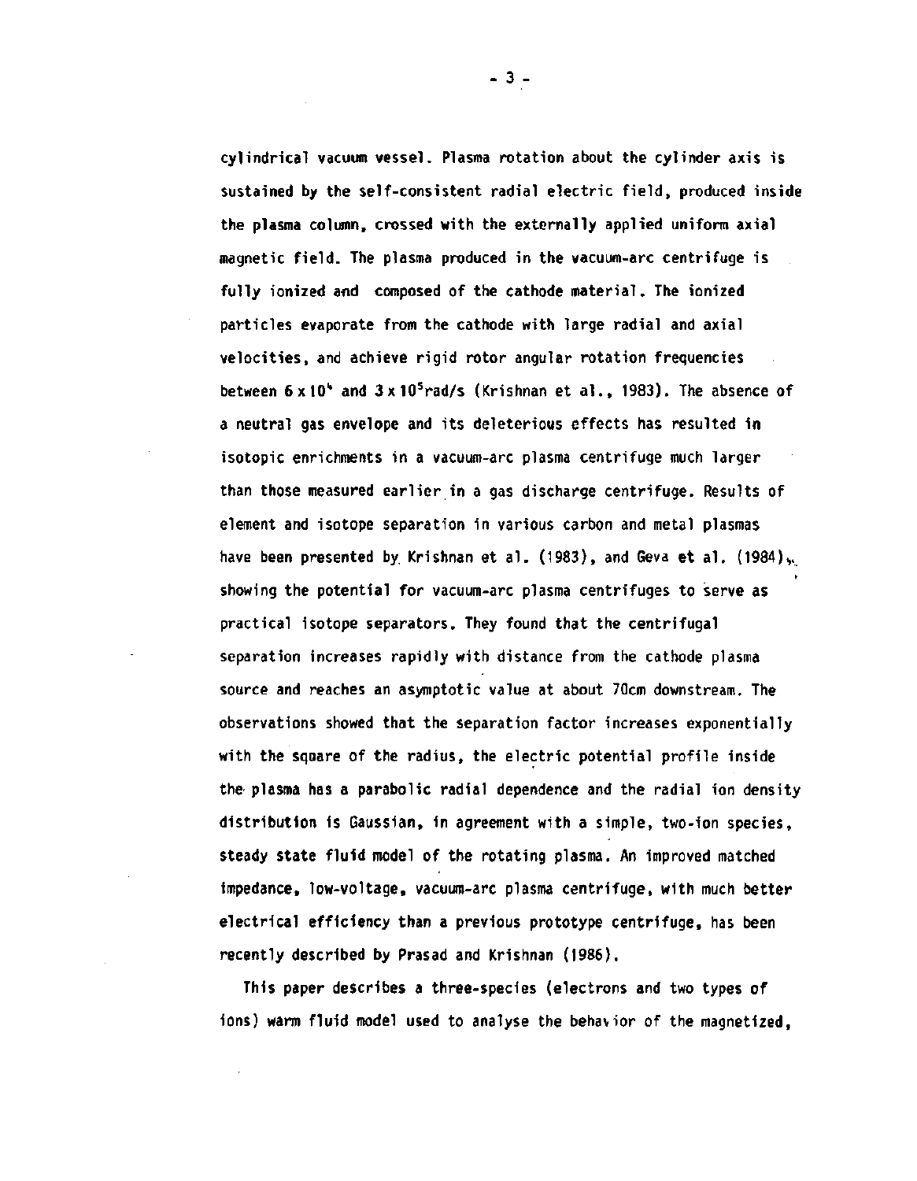cylindrical vacuum vessel. Plasma rotation about the cylinder axis is sustained by the self-consistent radial electric field, produced inside the plasma column, crossed with the externally applied uniform axial magnetic field. The plasma produced in the vacuum-arc centrifuge is fully ionized and composed of the cathode material. The ionized particles evaporate from the cathode with large radial and axial velocities, and achieve rigid rotor angular rotation frequencies between $6 \times 10^4$ and $3 \times 10^5$rad/s (Krishnan et al., 1983). The absence of a neutral gas envelope and its deleterious effects has resulted in isotopic enrichments in a vacuum-arc plasma centrifuge much larger than those measured earlier in a gas discharge centrifuge. Results of element and isotope separation in various carbon and metal plasmas have been presented by Krishnan et al. (1983), and Geva et al. (1984), showing the potential for vacuum-arc plasma centrifuges to serve as practical isotope separators. They found that the centrifugal separation increases rapidly with distance from the cathode plasma source and reaches an asymptotic value at about 70cm downstream. The observations showed that the separation factor increases exponentially with the square of the radius, the electric potential profile inside the plasma has a parabolic radial dependence and the radial ion density distribution is Gaussian, in agreement with a simple, two-ion species, steady state fluid model of the rotating plasma. An improved matched impedance, low-voltage, vacuum-arc plasma centrifuge, with much better electrical efficiency than a previous prototype centrifuge, has been recently described by Prasad and Krishnan (1986).

This paper describes a three-species (electrons and two types of ions) warm fluid model used to analyse the behavior of the magnetized,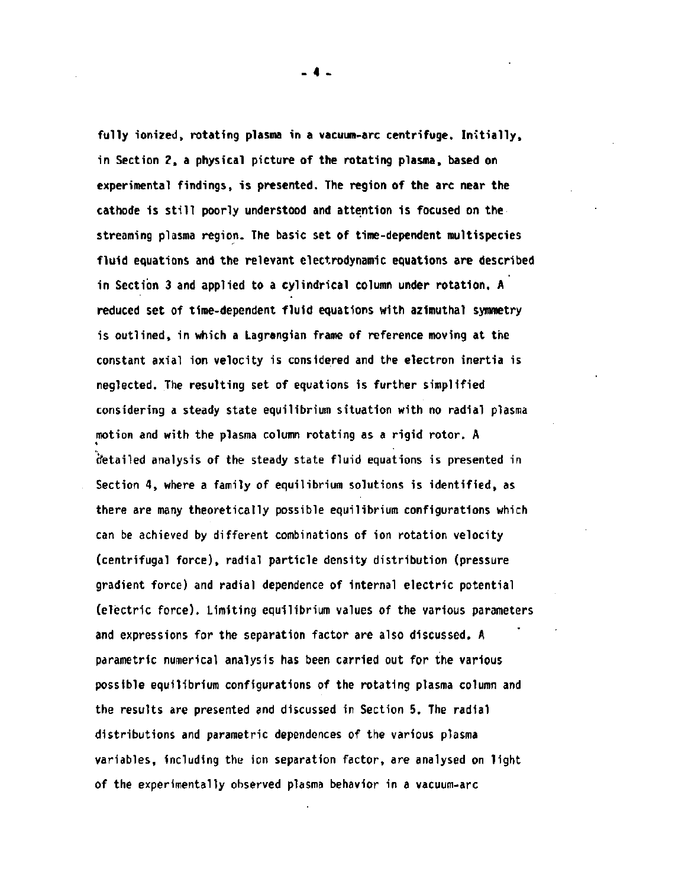fully ionized, rotating plasma in a vacuum-arc centrifuge. Initially, in Section 2, a physical picture of the rotating plasma, based on experimental findings, is presented. The region of the arc near the cathode is still poorly understood and attention is focused on the streaming plasma region. The basic set of time-dependent multispecies fluid equations and the relevant electrodynamic equations are described in Section 3 and applied to a cylindrical column under rotation. A reduced set of time-dependent fluid equations with azimuthal symmetry is outlined, in which a Lagrangian frame of reference moving at the constant axial ion velocity is considered and the electron inertia is neglected. The resulting set of equations is further simplified considering a steady state equilibrium situation with no radial plasma motion and with the plasma column rotating as a rigid rotor. A detailed analysis of the steady state fluid equations is presented in Section 4, where a family of equilibrium solutions is identified, as there are many theoretically possible equilibrium configurations which can be achieved by different combinations of ion rotation velocity (centrifugal force), radial particle density distribution (pressure gradient force) and radial dependence of internal electric potential (electric force). Limiting equilibrium values of the various parameters and expressions for the separation factor are also discussed. A parametric numerical analysis has been carried out for the various possible equilibrium configurations of the rotating plasma column and the results are presented and discussed in Section 5. The radial distributions and parametric dependences of the various plasma variables, including the ion separation factor, are analysed on light of the experimentally observed plasma behavior in a vacuum-arc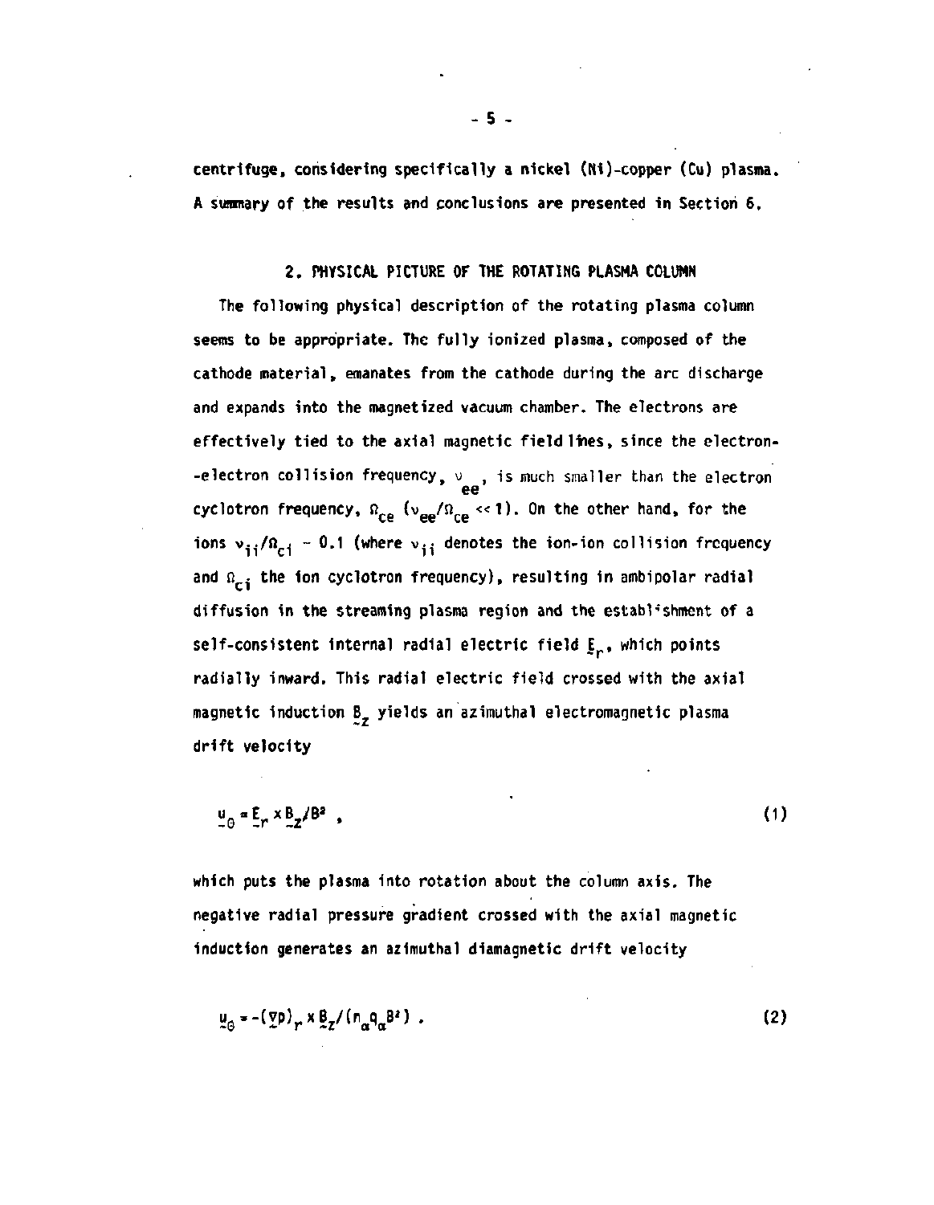centrifuge, considering specifically a nickel (Ni)-copper (Cu) plasma. A summary of the results and conclusions are presented in Section 6.

## 2. PHYSICAL PICTURE OF THE ROTATING PLASMA COLUMN

The following physical description of the rotating plasma column seems to be appropriate. The fully ionized plasma, composed of the cathode material, emanates from the cathode during the arc discharge and expands into the magnetized vacuum chamber. The electrons are effectively tied to the axial magnetic field lines, since the electron-electron collision frequency, $\nu_{ee}$, is much smaller than the electron cyclotron frequency, $\Omega_{ce}$ ($\nu_{ee}/\Omega_{ce} \ll 1$). On the other hand, for the ions $\nu_{ii}/\Omega_{ci} \sim 0.1$ (where $\nu_{ii}$ denotes the ion-ion collision frequency and $\Omega_{ci}$ the ion cyclotron frequency), resulting in ambipolar radial diffusion in the streaming plasma region and the establishment of a self-consistent internal radial electric field $\underset{\sim}{E}_r$, which points radially inward. This radial electric field crossed with the axial magnetic induction $\underset{\sim}{B}_z$ yields an azimuthal electromagnetic plasma drift velocity

$$\underset{\sim}{u}_\theta = \underset{\sim}{E}_r \times \underset{\sim}{B}_z / B^2 \ , \tag{1}$$

which puts the plasma into rotation about the column axis. The negative radial pressure gradient crossed with the axial magnetic induction generates an azimuthal diamagnetic drift velocity

$$\underset{\sim}{u}_\theta = -(\underset{\sim}{\nabla} p)_r \times \underset{\sim}{B}_z / (n_\alpha q_\alpha B^2) \ . \tag{2}$$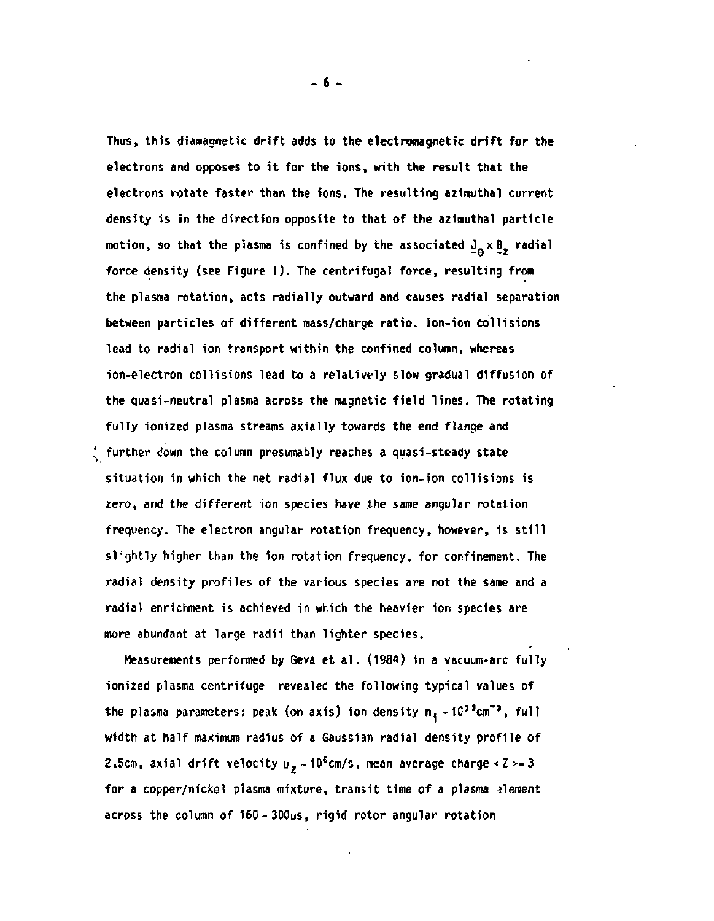Thus, this diamagnetic drift adds to the electromagnetic drift for the electrons and opposes to it for the ions, with the result that the electrons rotate faster than the ions. The resulting azimuthal current density is in the direction opposite to that of the azimuthal particle motion, so that the plasma is confined by the associated $\underline{J}_\theta \times \underline{B}_z$ radial force density (see Figure 1). The centrifugal force, resulting from the plasma rotation, acts radially outward and causes radial separation between particles of different mass/charge ratio. Ion-ion collisions lead to radial ion transport within the confined column, whereas ion-electron collisions lead to a relatively slow gradual diffusion of the quasi-neutral plasma across the magnetic field lines. The rotating fully ionized plasma streams axially towards the end flange and further down the column presumably reaches a quasi-steady state situation in which the net radial flux due to ion-ion collisions is zero, and the different ion species have the same angular rotation frequency. The electron angular rotation frequency, however, is still slightly higher than the ion rotation frequency, for confinement. The radial density profiles of the various species are not the same and a radial enrichment is achieved in which the heavier ion species are more abundant at large radii than lighter species.

Measurements performed by Geva et al. (1984) in a vacuum-arc fully ionized plasma centrifuge revealed the following typical values of the plasma parameters: peak (on axis) ion density $n_i \sim 10^{13}\text{cm}^{-3}$, full width at half maximum radius of a Gaussian radial density profile of 2.5cm, axial drift velocity $u_z \sim 10^6$cm/s, mean average charge $<Z> = 3$ for a copper/nickel plasma mixture, transit time of a plasma element across the column of 160 - 300μs, rigid rotor angular rotation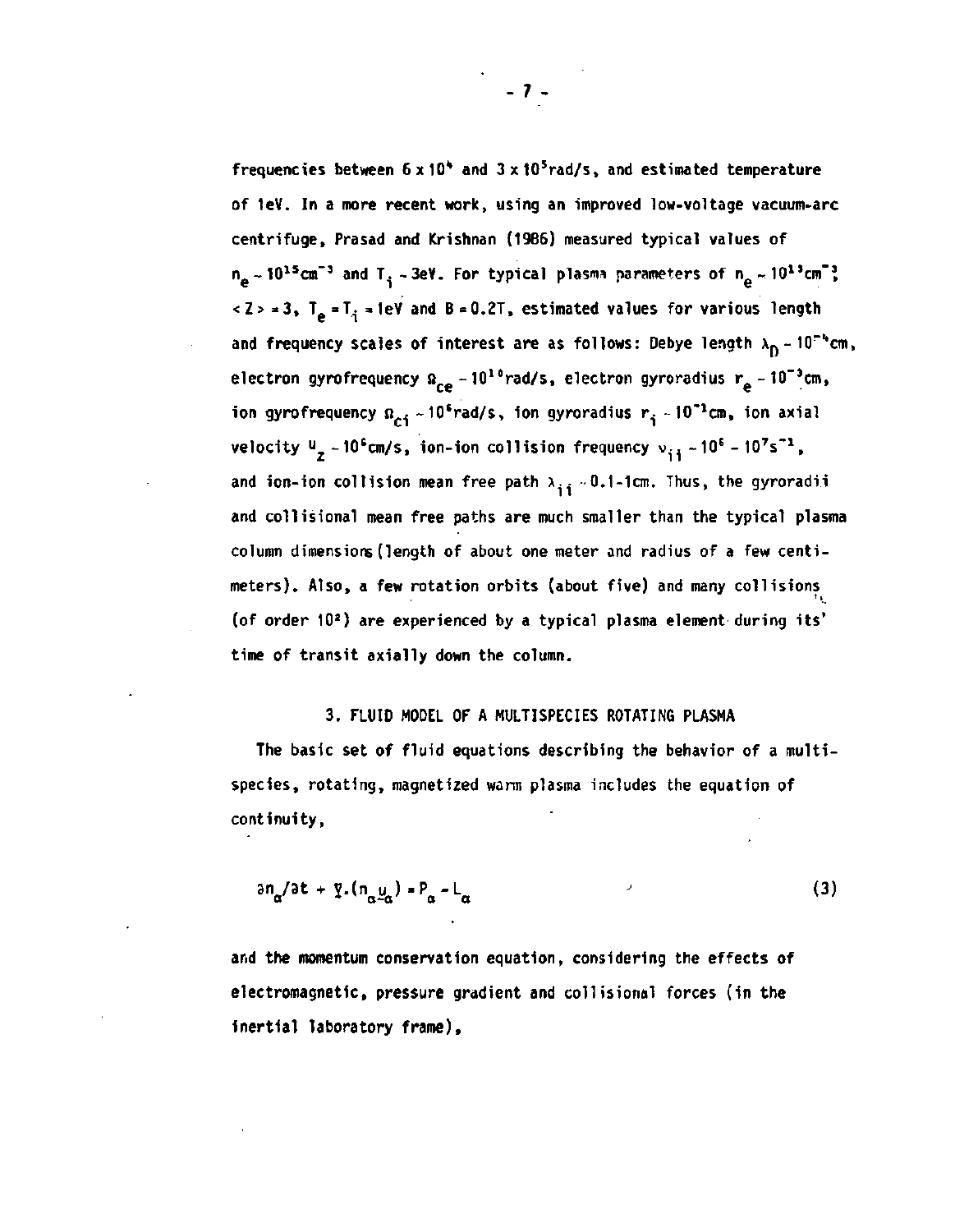frequencies between $6 \times 10^4$ and $3 \times 10^5$rad/s, and estimated temperature of 1eV. In a more recent work, using an improved low-voltage vacuum-arc centrifuge, Prasad and Krishnan (1986) measured typical values of $n_e \sim 10^{15}$cm$^{-3}$ and $T_i \sim 3$eV. For typical plasma parameters of $n_e \sim 10^{13}$cm$^{-3}$, $\langle Z \rangle = 3$, $T_e = T_i = 1$eV and $B = 0.2$T, estimated values for various length and frequency scales of interest are as follows: Debye length $\lambda_D \sim 10^{-4}$cm, electron gyrofrequency $\Omega_{ce} \sim 10^{10}$rad/s, electron gyroradius $r_e \sim 10^{-3}$cm, ion gyrofrequency $\Omega_{ci} \sim 10^6$rad/s, ion gyroradius $r_i \sim 10^{-1}$cm, ion axial velocity $u_z \sim 10^6$cm/s, ion-ion collision frequency $\nu_{ii} \sim 10^6 - 10^7$s$^{-1}$, and ion-ion collision mean free path $\lambda_{ii} \sim 0.1$-1cm. Thus, the gyroradii and collisional mean free paths are much smaller than the typical plasma column dimensions (length of about one meter and radius of a few centimeters). Also, a few rotation orbits (about five) and many collisions (of order $10^2$) are experienced by a typical plasma element during its' time of transit axially down the column.

## 3. FLUID MODEL OF A MULTISPECIES ROTATING PLASMA

The basic set of fluid equations describing the behavior of a multispecies, rotating, magnetized warm plasma includes the equation of continuity,

$$\partial n_\alpha / \partial t + \underset{\sim}{\nabla} \cdot (n_\alpha \underset{\sim}{u}_\alpha) = P_\alpha - L_\alpha \tag{3}$$

and the momentum conservation equation, considering the effects of electromagnetic, pressure gradient and collisional forces (in the inertial laboratory frame),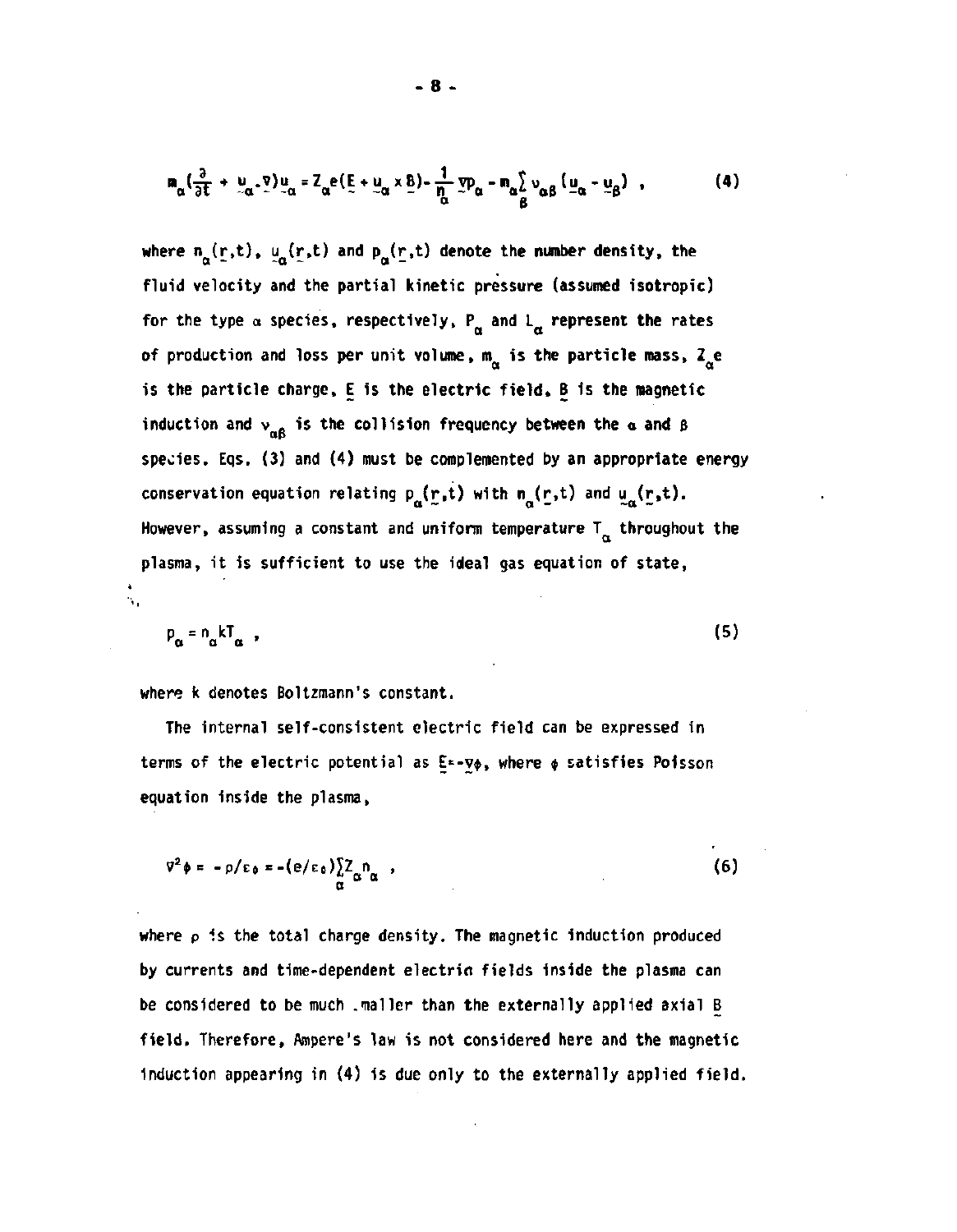$$m_\alpha\left(\frac{\partial}{\partial t} + \underline{u}_\alpha\cdot\nabla\right)\underline{u}_\alpha = Z_\alpha e(\underline{E} + \underline{u}_\alpha \times \underline{B}) - \frac{1}{n_\alpha}\nabla p_\alpha - m_\alpha\sum_\beta \nu_{\alpha\beta}(\underline{u}_\alpha - \underline{u}_\beta) \,, \tag{4}$$

where $n_\alpha(\underline{r},t)$, $\underline{u}_\alpha(\underline{r},t)$ and $p_\alpha(\underline{r},t)$ denote the number density, the fluid velocity and the partial kinetic pressure (assumed isotropic) for the type $\alpha$ species, respectively, $P_\alpha$ and $L_\alpha$ represent the rates of production and loss per unit volume, $m_\alpha$ is the particle mass, $Z_\alpha e$ is the particle charge, $\underline{E}$ is the electric field, $\underline{B}$ is the magnetic induction and $\nu_{\alpha\beta}$ is the collision frequency between the $\alpha$ and $\beta$ species. Eqs. (3) and (4) must be complemented by an appropriate energy conservation equation relating $p_\alpha(\underline{r},t)$ with $n_\alpha(\underline{r},t)$ and $\underline{u}_\alpha(\underline{r},t)$. However, assuming a constant and uniform temperature $T_\alpha$ throughout the plasma, it is sufficient to use the ideal gas equation of state,

$$p_\alpha = n_\alpha k T_\alpha \,, \tag{5}$$

where k denotes Boltzmann's constant.

The internal self-consistent electric field can be expressed in terms of the electric potential as $\underline{E}=-\nabla\phi$, where $\phi$ satisfies Poisson equation inside the plasma,

$$\nabla^2\phi = -\rho/\varepsilon_0 = -(e/\varepsilon_0)\sum_\alpha Z_\alpha n_\alpha \,, \tag{6}$$

where $\rho$ is the total charge density. The magnetic induction produced by currents and time-dependent electric fields inside the plasma can be considered to be much smaller than the externally applied axial $\underline{B}$ field. Therefore, Ampere's law is not considered here and the magnetic induction appearing in (4) is due only to the externally applied field.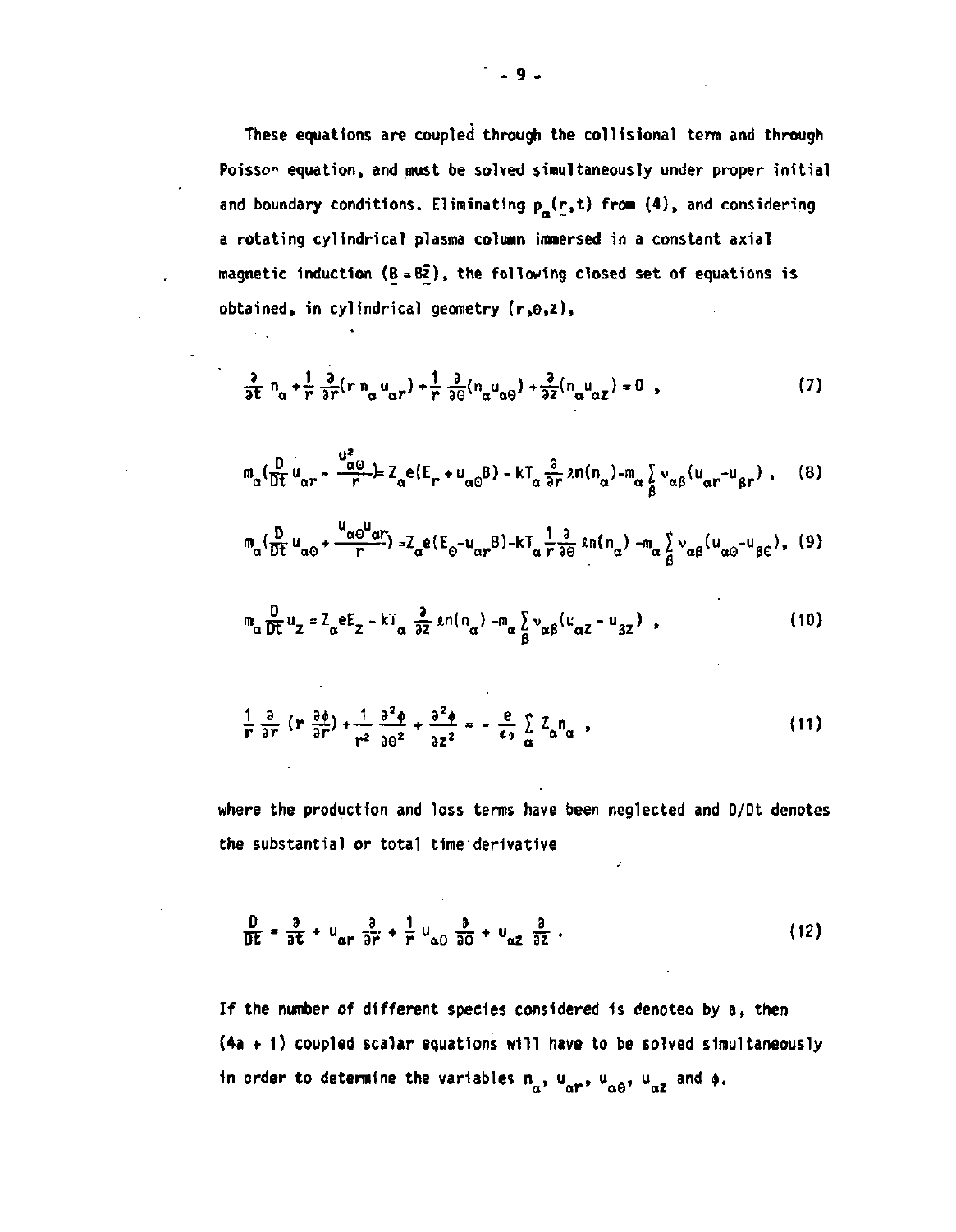These equations are coupled through the collisional term and through Poisson equation, and must be solved simultaneously under proper initial and boundary conditions. Eliminating $p_\alpha(\underline{r},t)$ from (4), and considering a rotating cylindrical plasma column immersed in a constant axial magnetic induction ($\underline{B} = B\hat{\underline{z}}$), the following closed set of equations is obtained, in cylindrical geometry $(r,\theta,z)$,

$$\frac{\partial}{\partial t} n_\alpha + \frac{1}{r}\frac{\partial}{\partial r}(r\, n_\alpha u_{\alpha r}) + \frac{1}{r}\frac{\partial}{\partial \theta}(n_\alpha u_{\alpha\theta}) + \frac{\partial}{\partial z}(n_\alpha u_{\alpha z}) = 0 \ , \tag{7}$$

$$m_\alpha\left(\frac{D}{Dt} u_{\alpha r} - \frac{u_{\alpha\theta}^2}{r}\right) = Z_\alpha e(E_r + u_{\alpha\theta}B) - kT_\alpha \frac{\partial}{\partial r}\ln(n_\alpha) - m_\alpha \sum_\beta \nu_{\alpha\beta}(u_{\alpha r} - u_{\beta r}) \ , \tag{8}$$

$$m_\alpha\left(\frac{D}{Dt} u_{\alpha\theta} + \frac{u_{\alpha\theta}u_{\alpha r}}{r}\right) = Z_\alpha e(E_\theta - u_{\alpha r}B) - kT_\alpha \frac{1}{r}\frac{\partial}{\partial \theta}\ln(n_\alpha) - m_\alpha \sum_\beta \nu_{\alpha\beta}(u_{\alpha\theta} - u_{\beta\theta}) , \tag{9}$$

$$m_\alpha \frac{D}{Dt} u_z = Z_\alpha e E_z - kT_\alpha \frac{\partial}{\partial z}\ln(n_\alpha) - m_\alpha \sum_\beta \nu_{\alpha\beta}(u_{\alpha z} - u_{\beta z}) \ , \tag{10}$$

$$\frac{1}{r}\frac{\partial}{\partial r}\left(r\frac{\partial \phi}{\partial r}\right) + \frac{1}{r^2}\frac{\partial^2 \phi}{\partial \theta^2} + \frac{\partial^2 \phi}{\partial z^2} = -\frac{e}{\epsilon_0}\sum_\alpha Z_\alpha n_\alpha \ , \tag{11}$$

where the production and loss terms have been neglected and D/Dt denotes the substantial or total time derivative

$$\frac{D}{Dt} = \frac{\partial}{\partial t} + u_{\alpha r}\frac{\partial}{\partial r} + \frac{1}{r}u_{\alpha\theta}\frac{\partial}{\partial \theta} + u_{\alpha z}\frac{\partial}{\partial z} \ . \tag{12}$$

If the number of different species considered is denoted by a, then (4a + 1) coupled scalar equations will have to be solved simultaneously in order to determine the variables $n_\alpha$, $u_{\alpha r}$, $u_{\alpha\theta}$, $u_{\alpha z}$ and $\phi$.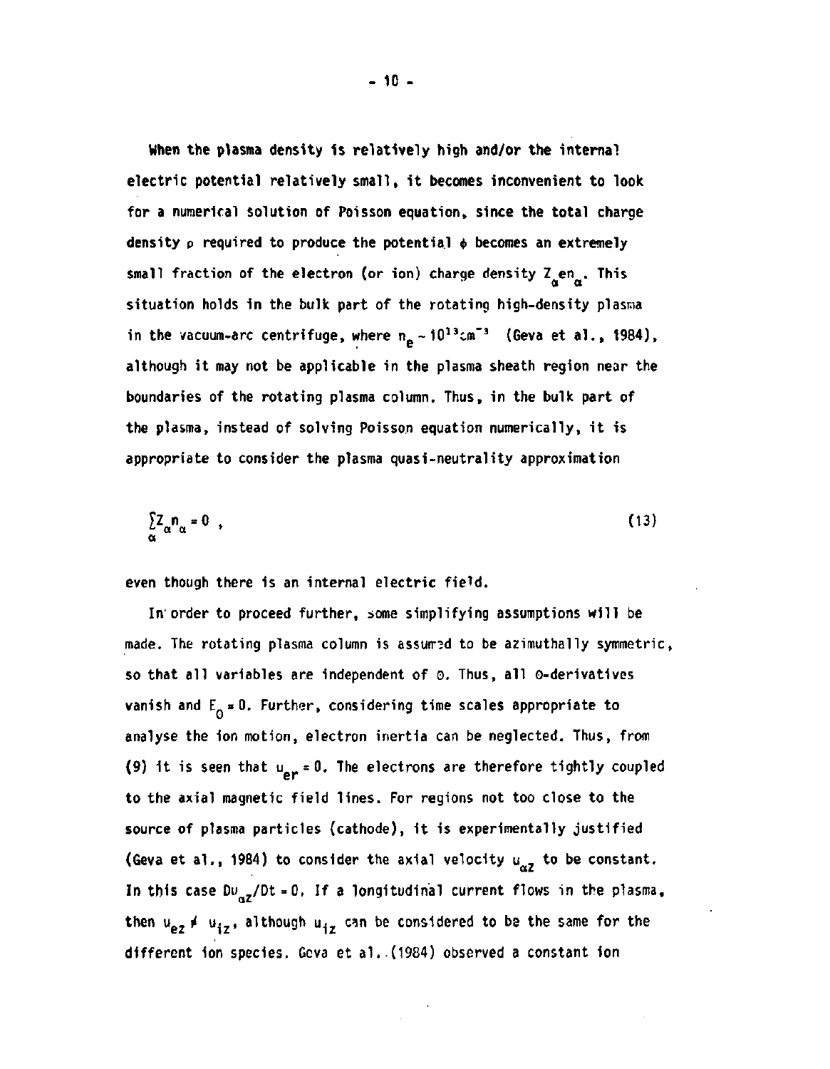When the plasma density is relatively high and/or the internal electric potential relatively small, it becomes inconvenient to look for a numerical solution of Poisson equation, since the total charge density $\rho$ required to produce the potential $\phi$ becomes an extremely small fraction of the electron (or ion) charge density $Z_\alpha e n_\alpha$. This situation holds in the bulk part of the rotating high-density plasma in the vacuum-arc centrifuge, where $n_e \sim 10^{13}\,cm^{-3}$ (Geva et al., 1984), although it may not be applicable in the plasma sheath region near the boundaries of the rotating plasma column. Thus, in the bulk part of the plasma, instead of solving Poisson equation numerically, it is appropriate to consider the plasma quasi-neutrality approximation

$$\sum_\alpha Z_\alpha n_\alpha = 0 \ , \tag{13}$$

even though there is an internal electric field.

In order to proceed further, some simplifying assumptions will be made. The rotating plasma column is assumed to be azimuthally symmetric, so that all variables are independent of $\Theta$. Thus, all $\Theta$-derivatives vanish and $E_\Theta = 0$. Further, considering time scales appropriate to analyse the ion motion, electron inertia can be neglected. Thus, from (9) it is seen that $u_{er} = 0$. The electrons are therefore tightly coupled to the axial magnetic field lines. For regions not too close to the source of plasma particles (cathode), it is experimentally justified (Geva et al., 1984) to consider the axial velocity $u_{\alpha z}$ to be constant. In this case $Du_{\alpha z}/Dt = 0$. If a longitudinal current flows in the plasma, then $u_{ez} \neq u_{iz}$, although $u_{iz}$ can be considered to be the same for the different ion species. Geva et al. (1984) observed a constant ion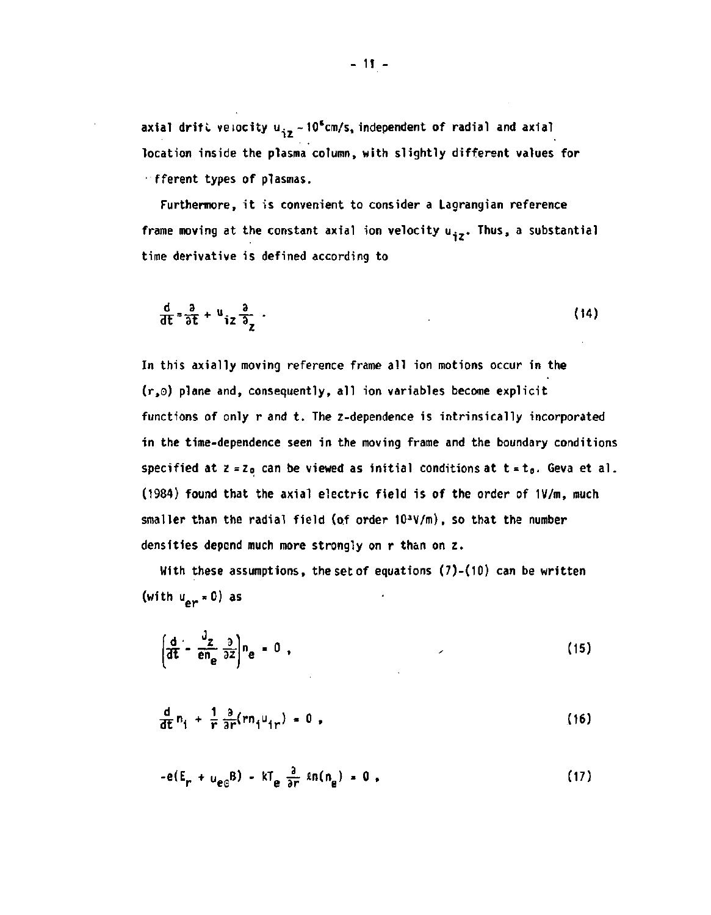axial drift velocity $u_{iz} \sim 10^6$cm/s, independent of radial and axial location inside the plasma column, with slightly different values for fferent types of plasmas.

Furthermore, it is convenient to consider a Lagrangian reference frame moving at the constant axial ion velocity $u_{iz}$. Thus, a substantial time derivative is defined according to

$$\frac{d}{dt} = \frac{\partial}{\partial t} + u_{iz}\frac{\partial}{\partial z} \; . \tag{14}$$

In this axially moving reference frame all ion motions occur in the $(r,\Theta)$ plane and, consequently, all ion variables become explicit functions of only r and t. The z-dependence is intrinsically incorporated in the time-dependence seen in the moving frame and the boundary conditions specified at $z = z_0$ can be viewed as initial conditions at $t = t_0$. Geva et al. (1984) found that the axial electric field is of the order of 1V/m, much smaller than the radial field (of order $10^3$V/m), so that the number densities depend much more strongly on r than on z.

With these assumptions, the set of equations (7)-(10) can be written (with $u_{er} = 0$) as

$$\left(\frac{d}{dt} - \frac{J_z}{en_e}\frac{\partial}{\partial z}\right)n_e = 0 \; , \tag{15}$$

$$\frac{d}{dt}n_i + \frac{1}{r}\frac{\partial}{\partial r}(rn_iu_{ir}) = 0 \; , \tag{16}$$

$$-e(E_r + u_{e\Theta}B) - kT_e\frac{\partial}{\partial r}\ln(n_e) = 0 \; , \tag{17}$$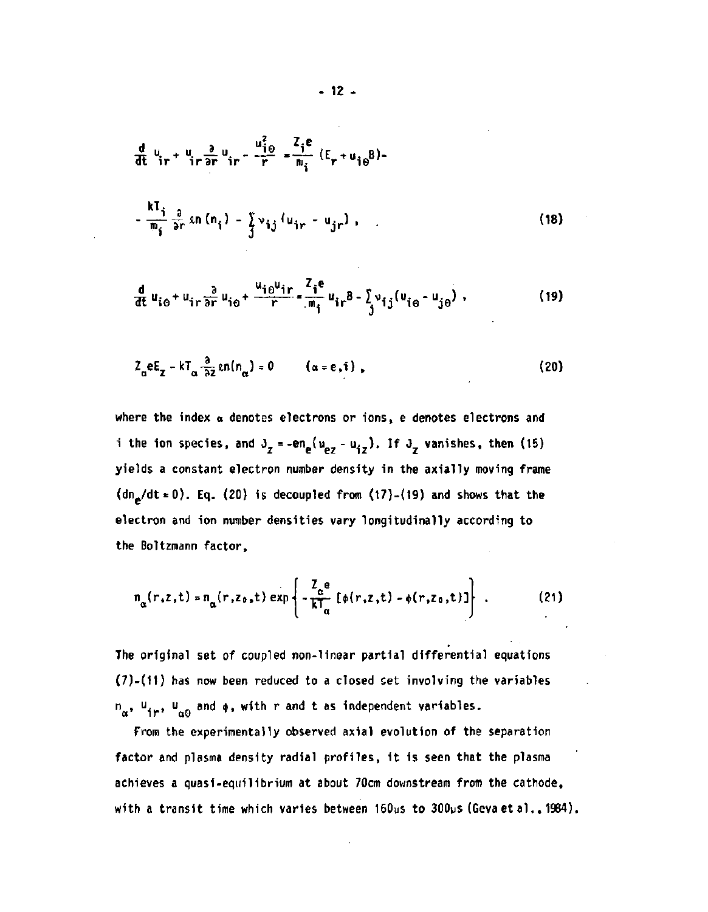$$\frac{d}{dt} u_{ir} + u_{ir} \frac{\partial}{\partial r} u_{ir} - \frac{u_{i\theta}^2}{r} = \frac{Z_i e}{m_i} (E_r + u_{i\theta} B) -$$

$$- \frac{kT_i}{m_i} \frac{\partial}{\partial r} \ln(n_i) - \sum_j \nu_{ij} (u_{ir} - u_{jr}) , \tag{18}$$

$$\frac{d}{dt} u_{i\theta} + u_{ir} \frac{\partial}{\partial r} u_{i\theta} + \frac{u_{i\theta} u_{ir}}{r} = \frac{Z_i e}{m_i} u_{ir} B - \sum_j \nu_{ij} (u_{i\theta} - u_{j\theta}) , \tag{19}$$

$$Z_\alpha e E_z - kT_\alpha \frac{\partial}{\partial z} \ln(n_\alpha) = 0 \qquad (\alpha = e, i) , \tag{20}$$

where the index $\alpha$ denotes electrons or ions, e denotes electrons and i the ion species, and $J_z = -en_e(u_{ez} - u_{iz})$. If $J_z$ vanishes, then (15) yields a constant electron number density in the axially moving frame ($dn_e/dt = 0$). Eq. (20) is decoupled from (17)-(19) and shows that the electron and ion number densities vary longitudinally according to the Boltzmann factor,

$$n_\alpha(r,z,t) = n_\alpha(r,z_0,t) \exp\left\{ -\frac{Z_\alpha e}{kT_\alpha} [\phi(r,z,t) - \phi(r,z_0,t)] \right\} . \tag{21}$$

The original set of coupled non-linear partial differential equations (7)-(11) has now been reduced to a closed set involving the variables $n_\alpha$, $u_{ir}$, $u_{\alpha\theta}$ and $\phi$, with r and t as independent variables.

From the experimentally observed axial evolution of the separation factor and plasma density radial profiles, it is seen that the plasma achieves a quasi-equilibrium at about 70cm downstream from the cathode, with a transit time which varies between 160μs to 300μs (Geva et al., 1984).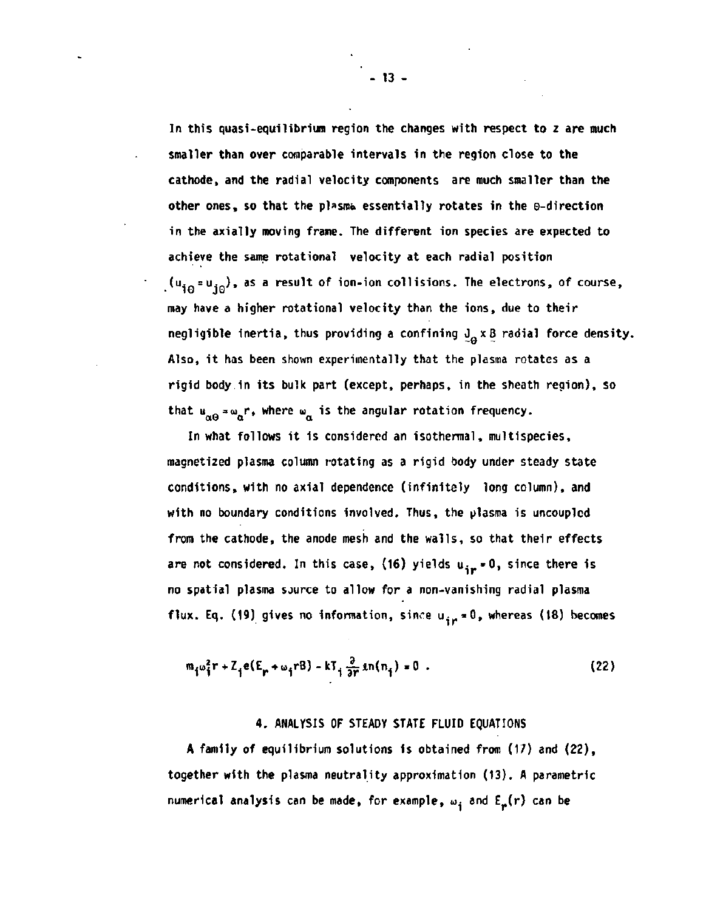In this quasi-equilibrium region the changes with respect to z are much smaller than over comparable intervals in the region close to the cathode, and the radial velocity components are much smaller than the other ones, so that the plasma essentially rotates in the θ-direction in the axially moving frame. The different ion species are expected to achieve the same rotational velocity at each radial position ($u_{i\theta} = u_{j\theta}$), as a result of ion-ion collisions. The electrons, of course, may have a higher rotational velocity than the ions, due to their negligible inertia, thus providing a confining $\underline{J}_\theta \times \underline{B}$ radial force density. Also, it has been shown experimentally that the plasma rotates as a rigid body in its bulk part (except, perhaps, in the sheath region), so that $u_{\alpha\theta} = \omega_\alpha r$, where $\omega_\alpha$ is the angular rotation frequency.

In what follows it is considered an isothermal, multispecies, magnetized plasma column rotating as a rigid body under steady state conditions, with no axial dependence (infinitely long column), and with no boundary conditions involved. Thus, the plasma is uncoupled from the cathode, the anode mesh and the walls, so that their effects are not considered. In this case, (16) yields $u_{ir} = 0$, since there is no spatial plasma source to allow for a non-vanishing radial plasma flux. Eq. (19) gives no information, since $u_{ir} = 0$, whereas (18) becomes

$$m_i \omega_i^2 r + Z_i e(E_r + \omega_i r B) - kT_i \frac{\partial}{\partial r} \ln(n_i) = 0 \ . \qquad (22)$$

## 4. ANALYSIS OF STEADY STATE FLUID EQUATIONS

A family of equilibrium solutions is obtained from (17) and (22), together with the plasma neutrality approximation (13). A parametric numerical analysis can be made, for example, $\omega_i$ and $E_r(r)$ can be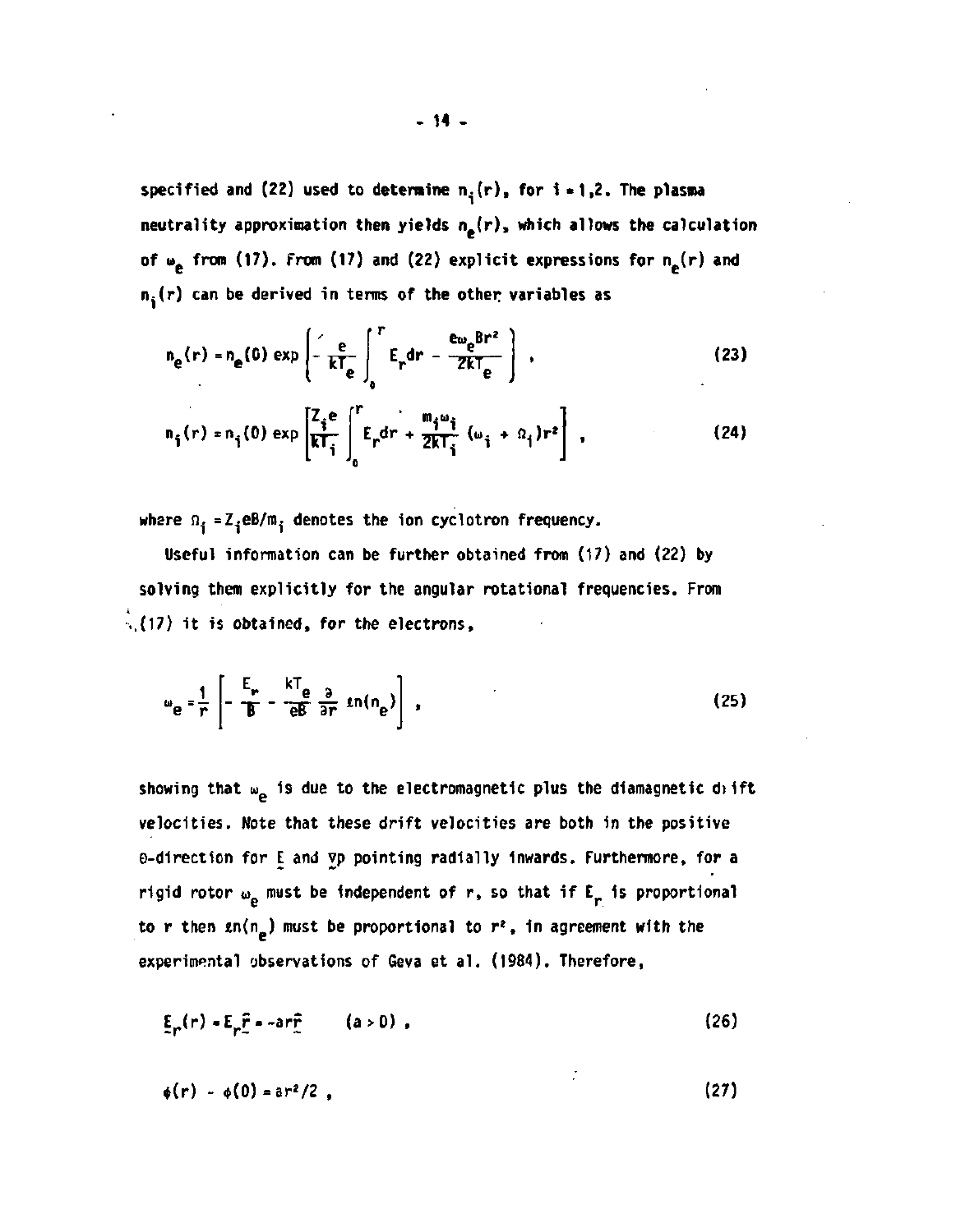specified and (22) used to determine $n_i(r)$, for $i = 1,2$. The plasma neutrality approximation then yields $n_e(r)$, which allows the calculation of $\omega_e$ from (17). From (17) and (22) explicit expressions for $n_e(r)$ and $n_i(r)$ can be derived in terms of the other variables as

$$n_e(r) = n_e(0) \exp\left( -\frac{e}{kT_e} \int_0^r E_r dr - \frac{e\omega_e B r^2}{2kT_e} \right) , \tag{23}$$

$$n_i(r) = n_i(0) \exp\left[ \frac{Z_i e}{kT_i} \int_0^r E_r dr + \frac{m_i \omega_i}{2kT_i} (\omega_i + \Omega_i) r^2 \right] , \tag{24}$$

where $\Omega_i = Z_i eB/m_i$ denotes the ion cyclotron frequency.

Useful information can be further obtained from (17) and (22) by solving them explicitly for the angular rotational frequencies. From (17) it is obtained, for the electrons,

$$\omega_e = \frac{1}{r} \left[ -\frac{E_r}{B} - \frac{kT_e}{eB} \frac{\partial}{\partial r} \ln(n_e) \right] , \tag{25}$$

showing that $\omega_e$ is due to the electromagnetic plus the diamagnetic drift velocities. Note that these drift velocities are both in the positive $\theta$-direction for $\underline{E}$ and $\underline{\nabla} p$ pointing radially inwards. Furthermore, for a rigid rotor $\omega_e$ must be independent of $r$, so that if $E_r$ is proportional to $r$ then $\ln(n_e)$ must be proportional to $r^2$, in agreement with the experimental observations of Geva et al. (1984). Therefore,

$$\underline{E}_r(r) = E_r \hat{\underline{r}} = -ar\hat{\underline{r}} \qquad (a > 0) , \tag{26}$$

$$\phi(r) - \phi(0) = ar^2/2 , \tag{27}$$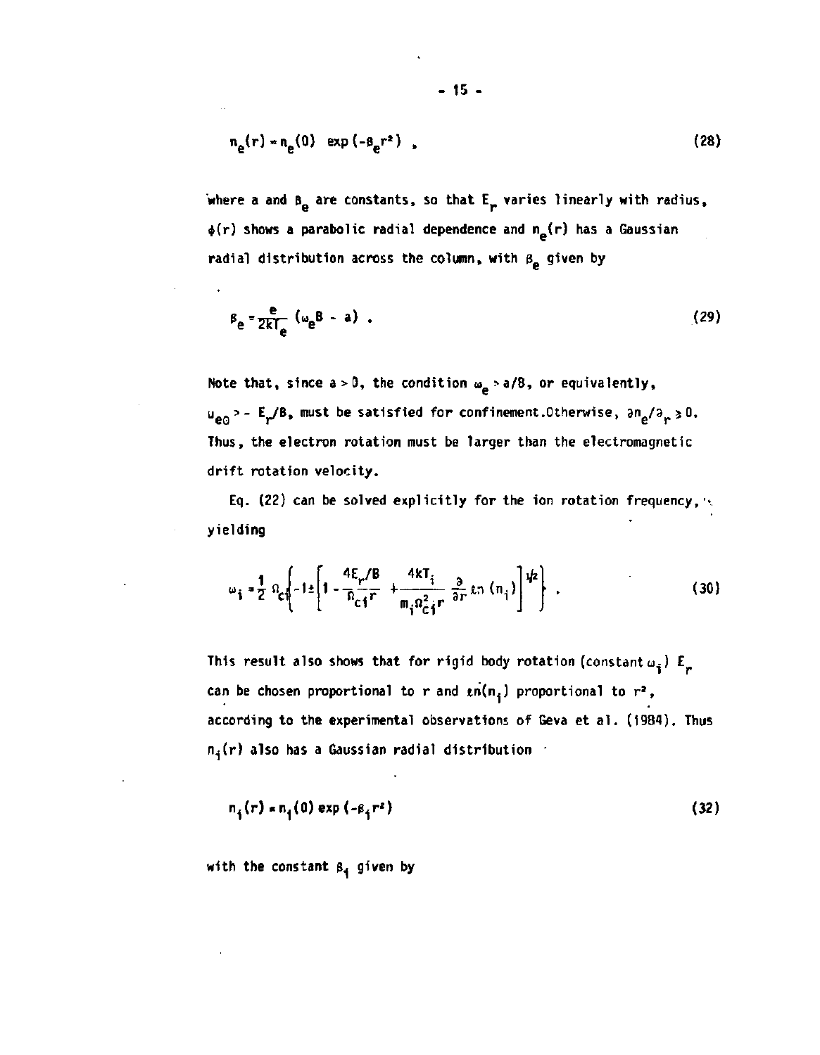$$n_e(r) = n_e(0) \ \exp(-\beta_e r^2) \ , \tag{28}$$

where a and $\beta_e$ are constants, so that $E_r$ varies linearly with radius, $\phi(r)$ shows a parabolic radial dependence and $n_e(r)$ has a Gaussian radial distribution across the column, with $\beta_e$ given by

$$\beta_e = \frac{e}{2kT_e} (\omega_e B - a) \ . \tag{29}$$

Note that, since $a > 0$, the condition $\omega_e > a/B$, or equivalently, $u_{e\Theta} > - E_r/B$, must be satisfied for confinement. Otherwise, $\partial n_e/\partial_r \geq 0$. Thus, the electron rotation must be larger than the electromagnetic drift rotation velocity.

Eq. (22) can be solved explicitly for the ion rotation frequency, yielding

$$\omega_i = \frac{1}{2} \Omega_{ci} \left\{ -1 \pm \left[ 1 - \frac{4E_r/B}{\Omega_{ci} r} + \frac{4kT_i}{m_i \Omega_{ci}^2 r} \frac{\partial}{\partial r} \ln(n_i) \right]^{1/2} \right\} \ . \tag{30}$$

This result also shows that for rigid body rotation (constant $\omega_i$) $E_r$ can be chosen proportional to r and $\ln(n_i)$ proportional to $r^2$, according to the experimental observations of Geva et al. (1984). Thus $n_i(r)$ also has a Gaussian radial distribution

$$n_i(r) = n_i(0) \exp(-\beta_i r^2) \tag{32}$$

with the constant $\beta_i$ given by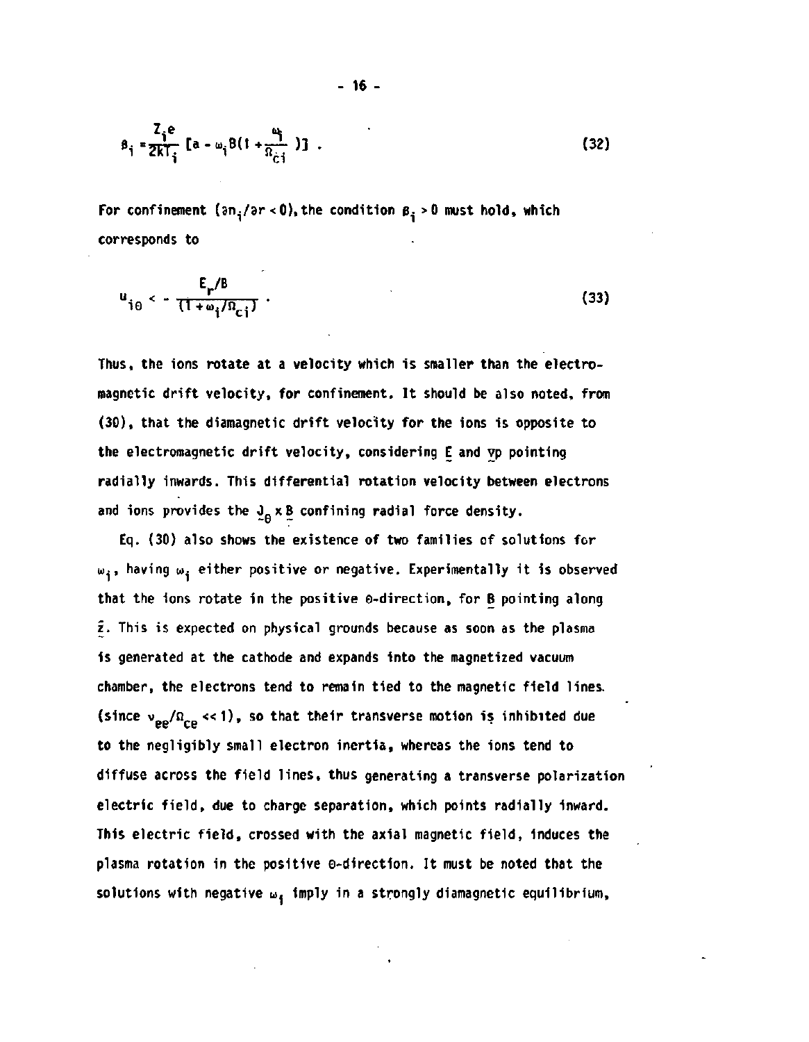$$\beta_i = \frac{Z_i e}{2kT_i} \left[ a - \omega_i B \left( 1 + \frac{\omega_i}{\Omega_{ci}} \right) \right] . \tag{32}$$

For confinement ($\partial n_i / \partial r < 0$), the condition $\beta_i > 0$ must hold, which corresponds to

$$u_{i\theta} < - \frac{E_r / B}{(1 + \omega_i / \Omega_{ci})} . \tag{33}$$

Thus, the ions rotate at a velocity which is smaller than the electromagnetic drift velocity, for confinement. It should be also noted, from (30), that the diamagnetic drift velocity for the ions is opposite to the electromagnetic drift velocity, considering $\underset{\sim}{E}$ and $\underset{\sim}{\nabla} p$ pointing radially inwards. This differential rotation velocity between electrons and ions provides the $\underset{\sim}{J}_\theta \times \underset{\sim}{B}$ confining radial force density.

Eq. (30) also shows the existence of two families of solutions for $\omega_i$, having $\omega_i$ either positive or negative. Experimentally it is observed that the ions rotate in the positive $\theta$-direction, for $\underset{\sim}{B}$ pointing along $\hat{\underset{\sim}{z}}$. This is expected on physical grounds because as soon as the plasma is generated at the cathode and expands into the magnetized vacuum chamber, the electrons tend to remain tied to the magnetic field lines. (since $\nu_{ee}/\Omega_{ce} \ll 1$), so that their transverse motion is inhibited due to the negligibly small electron inertia, whereas the ions tend to diffuse across the field lines, thus generating a transverse polarization electric field, due to charge separation, which points radially inward. This electric field, crossed with the axial magnetic field, induces the plasma rotation in the positive $\theta$-direction. It must be noted that the solutions with negative $\omega_i$ imply in a strongly diamagnetic equilibrium,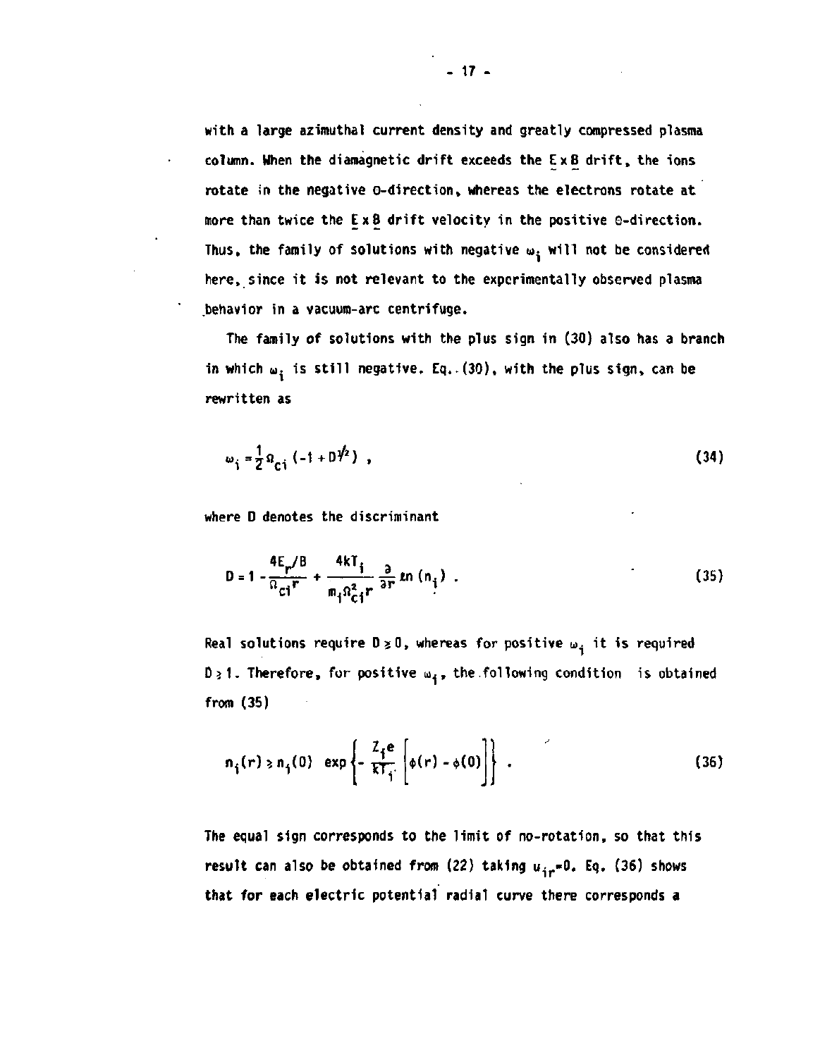with a large azimuthal current density and greatly compressed plasma column. When the diamagnetic drift exceeds the $\underset{\sim}{E} \times \underset{\sim}{B}$ drift, the ions rotate in the negative $\theta$-direction, whereas the electrons rotate at more than twice the $\underset{\sim}{E} \times \underset{\sim}{B}$ drift velocity in the positive $\theta$-direction. Thus, the family of solutions with negative $\omega_i$ will not be considered here, since it is not relevant to the experimentally observed plasma behavior in a vacuum-arc centrifuge.

The family of solutions with the plus sign in (30) also has a branch in which $\omega_i$ is still negative. Eq. (30), with the plus sign, can be rewritten as

$$\omega_i = \frac{1}{2} \Omega_{ci} \left( -1 + D^{1/2} \right) , \tag{34}$$

where D denotes the discriminant

$$D = 1 - \frac{4E_r/B}{\Omega_{ci} r} + \frac{4kT_i}{m_i \Omega_{ci}^2 r} \frac{\partial}{\partial r} \ln (n_i) . \tag{35}$$

Real solutions require $D \geq 0$, whereas for positive $\omega_i$ it is required $D \geq 1$. Therefore, for positive $\omega_i$, the following condition is obtained from (35)

$$n_i(r) \geq n_i(0) \ \exp \left\{ - \frac{Z_i e}{kT_i} \left[ \phi(r) - \phi(0) \right] \right\} . \tag{36}$$

The equal sign corresponds to the limit of no-rotation, so that this result can also be obtained from (22) taking $u_{ir}=0$. Eq. (36) shows that for each electric potential radial curve there corresponds a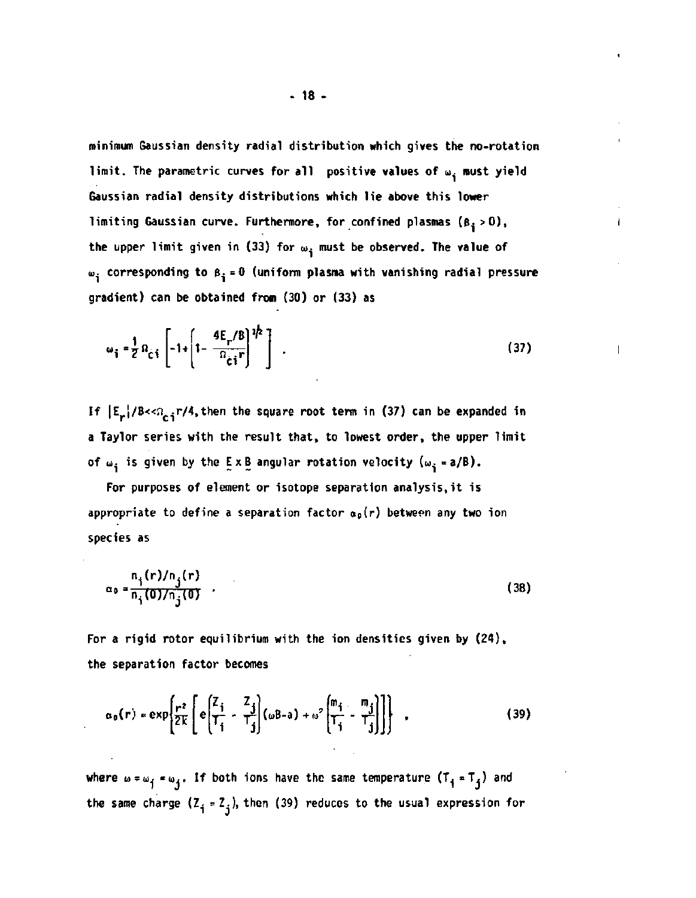minimum Gaussian density radial distribution which gives the no-rotation limit. The parametric curves for all positive values of $\omega_i$ must yield Gaussian radial density distributions which lie above this lower limiting Gaussian curve. Furthermore, for confined plasmas ($\beta_i > 0$), the upper limit given in (33) for $\omega_i$ must be observed. The value of $\omega_i$ corresponding to $\beta_i = 0$ (uniform plasma with vanishing radial pressure gradient) can be obtained from (30) or (33) as

$$\omega_i = \frac{1}{2}\Omega_{ci}\left[-1+\left(1-\frac{4E_r/B}{\Omega_{ci}r}\right)^{1/2}\right] . \tag{37}$$

If $|E_r|/B \ll \Omega_{ci}r/4$, then the square root term in (37) can be expanded in a Taylor series with the result that, to lowest order, the upper limit of $\omega_i$ is given by the $\underset{\sim}{E}\times\underset{\sim}{B}$ angular rotation velocity ($\omega_i = a/B$).

For purposes of element or isotope separation analysis, it is appropriate to define a separation factor $\alpha_0(r)$ between any two ion species as

$$\alpha_0 = \frac{n_i(r)/n_j(r)}{n_i(0)/n_j(0)} . \tag{38}$$

For a rigid rotor equilibrium with the ion densities given by (24), the separation factor becomes

$$\alpha_0(r) = \exp\left\{\frac{r^2}{2k}\left[e\left(\frac{Z_i}{T_i}-\frac{Z_j}{T_j}\right)(\omega B - a) + \omega^2\left(\frac{m_i}{T_i}-\frac{m_j}{T_j}\right)\right]\right\} , \tag{39}$$

where $\omega = \omega_i = \omega_j$. If both ions have the same temperature ($T_i = T_j$) and the same charge ($Z_i = Z_j$), then (39) reduces to the usual expression for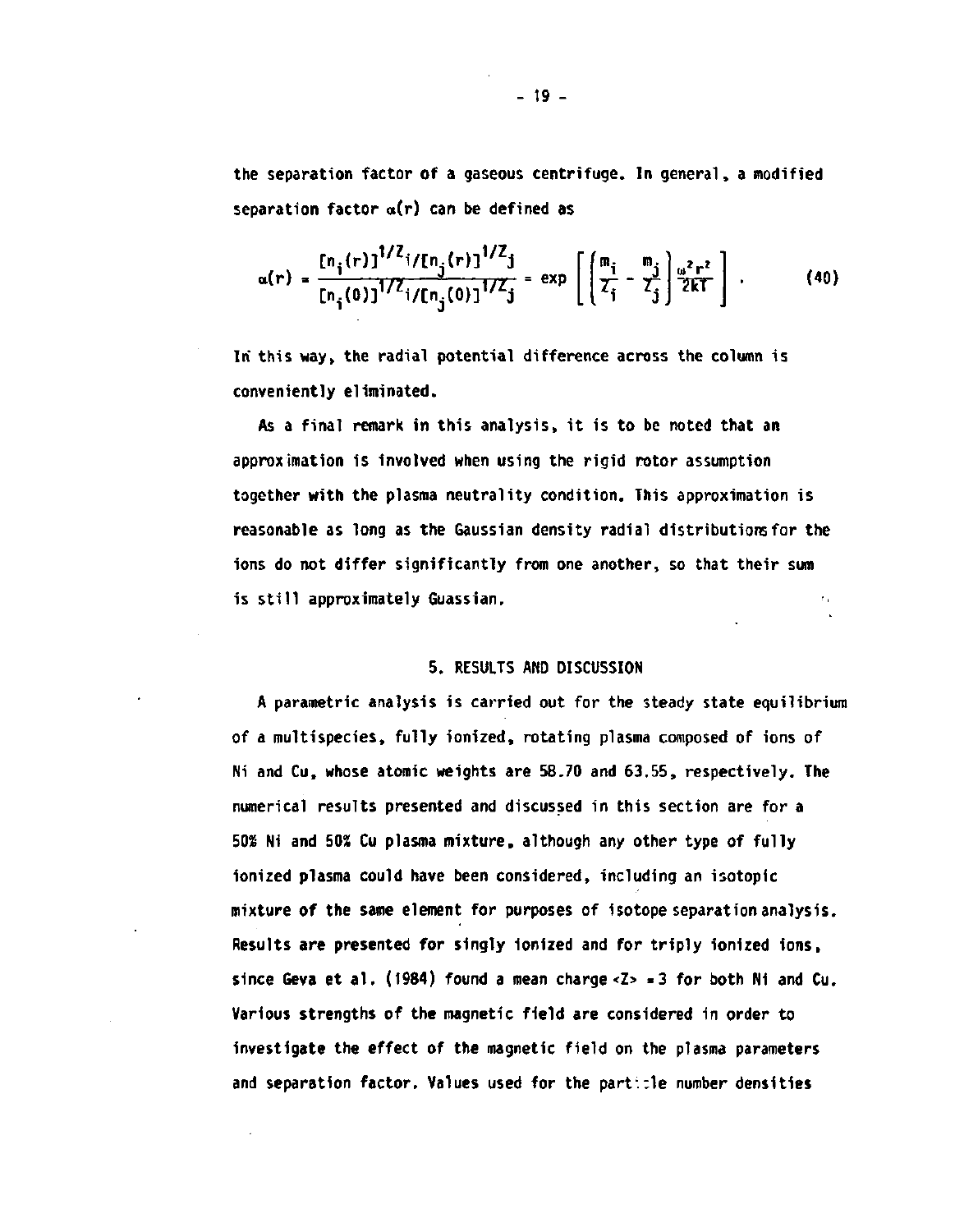the separation factor of a gaseous centrifuge. In general, a modified separation factor $\alpha(r)$ can be defined as

$$\alpha(r) = \frac{[n_i(r)]^{1/Z_i}/[n_j(r)]^{1/Z_j}}{[n_i(0)]^{1/Z_i}/[n_j(0)]^{1/Z_j}} = \exp\left[\left(\frac{m_i}{Z_i} - \frac{m_j}{Z_j}\right)\frac{\omega^2 r^2}{2kT}\right] . \qquad (40)$$

In this way, the radial potential difference across the column is conveniently eliminated.

As a final remark in this analysis, it is to be noted that an approximation is involved when using the rigid rotor assumption together with the plasma neutrality condition. This approximation is reasonable as long as the Gaussian density radial distributions for the ions do not differ significantly from one another, so that their sum is still approximately Guassian.

## 5. RESULTS AND DISCUSSION

A parametric analysis is carried out for the steady state equilibrium of a multispecies, fully ionized, rotating plasma composed of ions of Ni and Cu, whose atomic weights are 58.70 and 63.55, respectively. The numerical results presented and discussed in this section are for a 50% Ni and 50% Cu plasma mixture, although any other type of fully ionized plasma could have been considered, including an isotopic mixture of the same element for purposes of isotope separation analysis. Results are presented for singly ionized and for triply ionized ions, since Geva et al. (1984) found a mean charge $\langle Z \rangle = 3$ for both Ni and Cu. Various strengths of the magnetic field are considered in order to investigate the effect of the magnetic field on the plasma parameters and separation factor. Values used for the particle number densities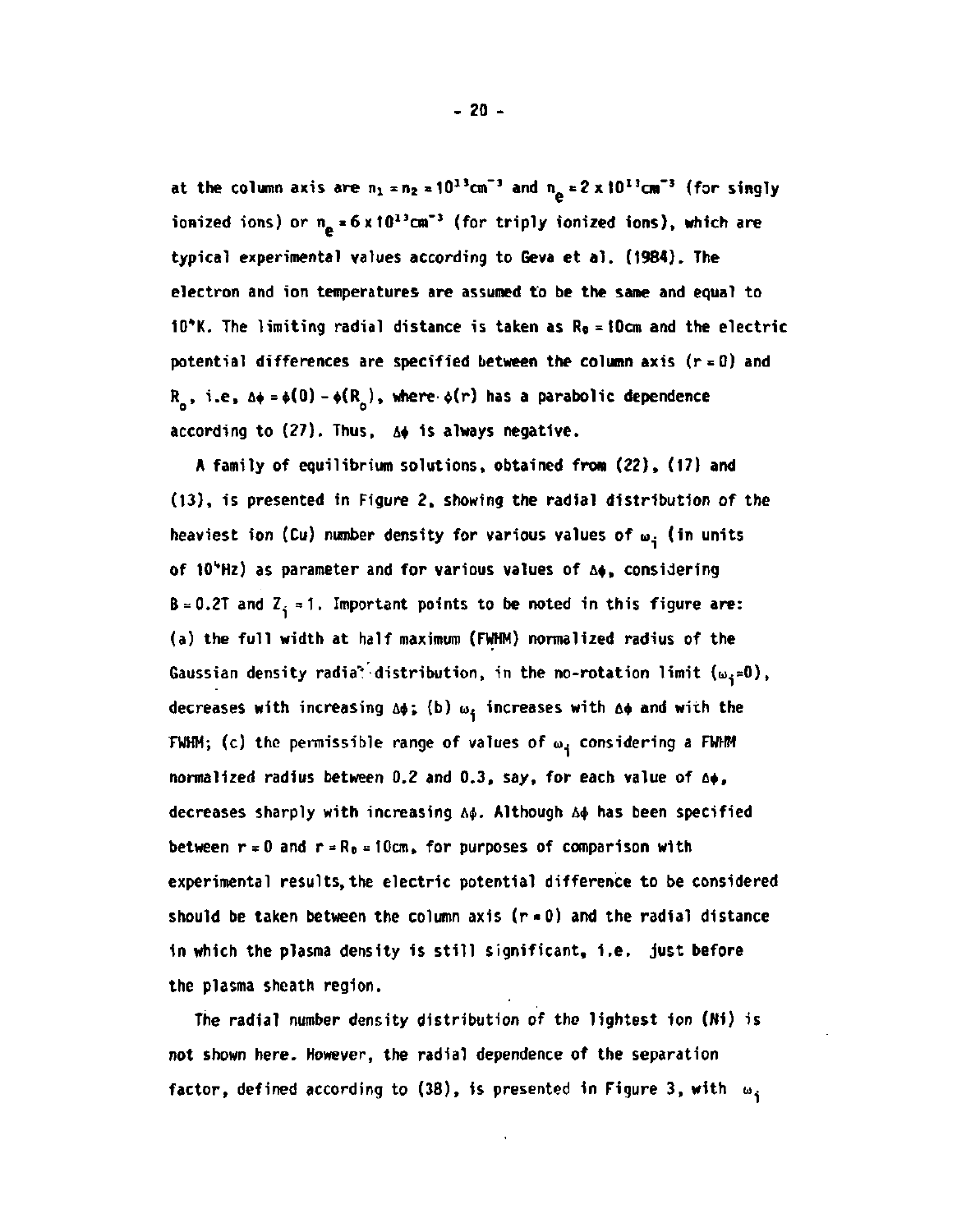at the column axis are $n_1 = n_2 = 10^{13}$cm$^{-3}$ and $n_e = 2 \times 10^{13}$cm$^{-3}$ (for singly ionized ions) or $n_e = 6 \times 10^{13}$cm$^{-3}$ (for triply ionized ions), which are typical experimental values according to Geva et al. (1984). The electron and ion temperatures are assumed to be the same and equal to $10^4$K. The limiting radial distance is taken as $R_0 = 10$cm and the electric potential differences are specified between the column axis ($r = 0$) and $R_0$, i.e, $\Delta\phi = \phi(0) - \phi(R_0)$, where $\phi(r)$ has a parabolic dependence according to (27). Thus, $\Delta\phi$ is always negative.

A family of equilibrium solutions, obtained from (22), (17) and (13), is presented in Figure 2, showing the radial distribution of the heaviest ion (Cu) number density for various values of $\omega_i$ (in units of $10^4$Hz) as parameter and for various values of $\Delta\phi$, considering $B = 0.2$T and $Z_i = 1$. Important points to be noted in this figure are: (a) the full width at half maximum (FWHM) normalized radius of the Gaussian density radial distribution, in the no-rotation limit ($\omega_i$=0), decreases with increasing $\Delta\phi$; (b) $\omega_i$ increases with $\Delta\phi$ and with the FWHM; (c) the permissible range of values of $\omega_i$ considering a FWHM normalized radius between 0.2 and 0.3, say, for each value of $\Delta\phi$, decreases sharply with increasing $\Delta\phi$. Although $\Delta\phi$ has been specified between $r = 0$ and $r = R_0 = 10$cm, for purposes of comparison with experimental results, the electric potential difference to be considered should be taken between the column axis ($r = 0$) and the radial distance in which the plasma density is still significant, i.e. just before the plasma sheath region.

The radial number density distribution of the lightest ion (Ni) is not shown here. However, the radial dependence of the separation factor, defined according to (38), is presented in Figure 3, with $\omega_i$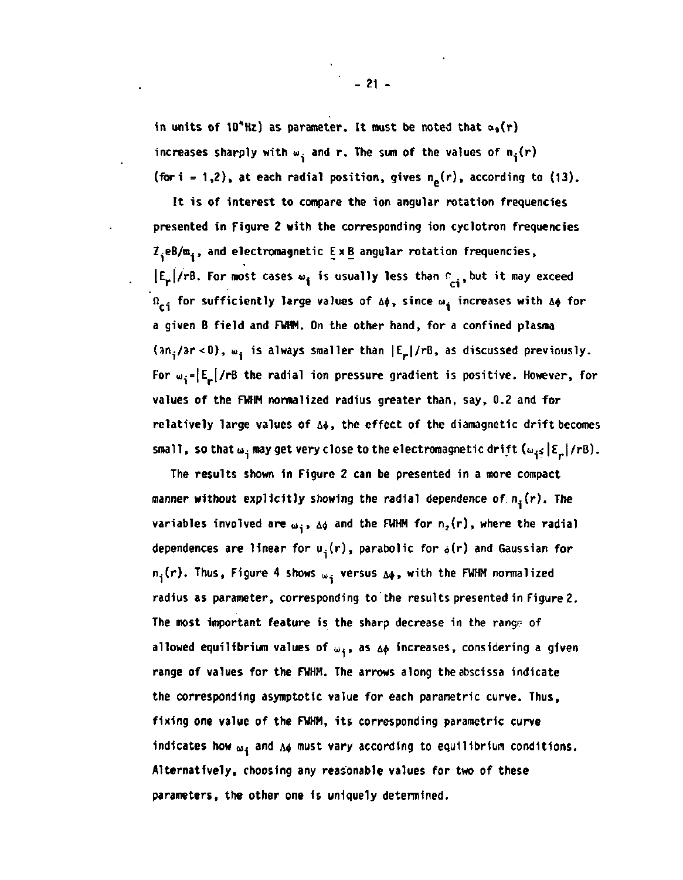in units of $10^4$Hz) as parameter. It must be noted that $\alpha_0(r)$ increases sharply with $\omega_i$ and r. The sum of the values of $n_i(r)$ (for i = 1,2), at each radial position, gives $n_e(r)$, according to (13).

It is of interest to compare the ion angular rotation frequencies presented in Figure 2 with the corresponding ion cyclotron frequencies $Z_i eB/m_i$, and electromagnetic $\underline{E} \times \underline{B}$ angular rotation frequencies, $|E_r|/rB$. For most cases $\omega_i$ is usually less than $\Omega_{ci}$, but it may exceed $\Omega_{ci}$ for sufficiently large values of $\Delta\phi$, since $\omega_i$ increases with $\Delta\phi$ for a given B field and FWHM. On the other hand, for a confined plasma ($\partial n_i/\partial r < 0$), $\omega_i$ is always smaller than $|E_r|/rB$, as discussed previously. For $\omega_i = |E_r|/rB$ the radial ion pressure gradient is positive. However, for values of the FWHM normalized radius greater than, say, 0.2 and for relatively large values of $\Delta\phi$, the effect of the diamagnetic drift becomes small, so that $\omega_i$ may get very close to the electromagnetic drift ($\omega_i \lesssim |E_r|/rB$).

The results shown in Figure 2 can be presented in a more compact manner without explicitly showing the radial dependence of $n_i(r)$. The variables involved are $\omega_i$, $\Delta\phi$ and the FWHM for $n_2(r)$, where the radial dependences are linear for $u_i(r)$, parabolic for $\phi(r)$ and Gaussian for $n_i(r)$. Thus, Figure 4 shows $\omega_i$ versus $\Delta\phi$, with the FWHM normalized radius as parameter, corresponding to the results presented in Figure 2. The most important feature is the sharp decrease in the range of allowed equilibrium values of $\omega_i$, as $\Delta\phi$ increases, considering a given range of values for the FWHM. The arrows along the abscissa indicate the corresponding asymptotic value for each parametric curve. Thus, fixing one value of the FWHM, its corresponding parametric curve indicates how $\omega_i$ and $\Delta\phi$ must vary according to equilibrium conditions. Alternatively, choosing any reasonable values for two of these parameters, the other one is uniquely determined.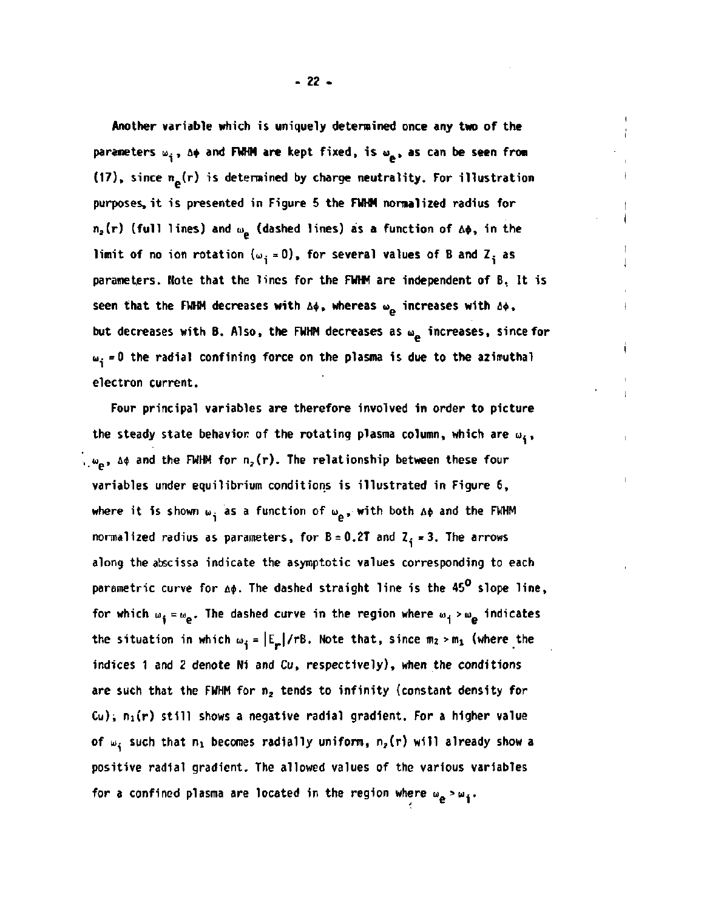Another variable which is uniquely determined once any two of the parameters $\omega_i$, $\Delta\phi$ and FWHM are kept fixed, is $\omega_e$, as can be seen from (17), since $n_e(r)$ is determined by charge neutrality. For illustration purposes, it is presented in Figure 5 the FWHM normalized radius for $n_2(r)$ (full lines) and $\omega_e$ (dashed lines) as a function of $\Delta\phi$, in the limit of no ion rotation ($\omega_i = 0$), for several values of B and $Z_i$ as parameters. Note that the lines for the FWHM are independent of B. It is seen that the FWHM decreases with $\Delta\phi$, whereas $\omega_e$ increases with $\Delta\phi$, but decreases with B. Also, the FWHM decreases as $\omega_e$ increases, since for $\omega_i = 0$ the radial confining force on the plasma is due to the azimuthal electron current.

Four principal variables are therefore involved in order to picture the steady state behavior of the rotating plasma column, which are $\omega_i$, $\omega_e$, $\Delta\phi$ and the FWHM for $n_2(r)$. The relationship between these four variables under equilibrium conditions is illustrated in Figure 6, where it is shown $\omega_i$ as a function of $\omega_e$, with both $\Delta\phi$ and the FWHM normalized radius as parameters, for $B = 0.2T$ and $Z_i = 3$. The arrows along the abscissa indicate the asymptotic values corresponding to each parametric curve for $\Delta\phi$. The dashed straight line is the $45^o$ slope line, for which $\omega_i = \omega_e$. The dashed curve in the region where $\omega_i > \omega_e$ indicates the situation in which $\omega_i = |E_r|/rB$. Note that, since $m_2 > m_1$ (where the indices 1 and 2 denote Ni and Cu, respectively), when the conditions are such that the FWHM for $n_2$ tends to infinity (constant density for Cu); $n_1(r)$ still shows a negative radial gradient. For a higher value of $\omega_i$ such that $n_1$ becomes radially uniform, $n_2(r)$ will already show a positive radial gradient. The allowed values of the various variables for a confined plasma are located in the region where $\omega_e > \omega_i$.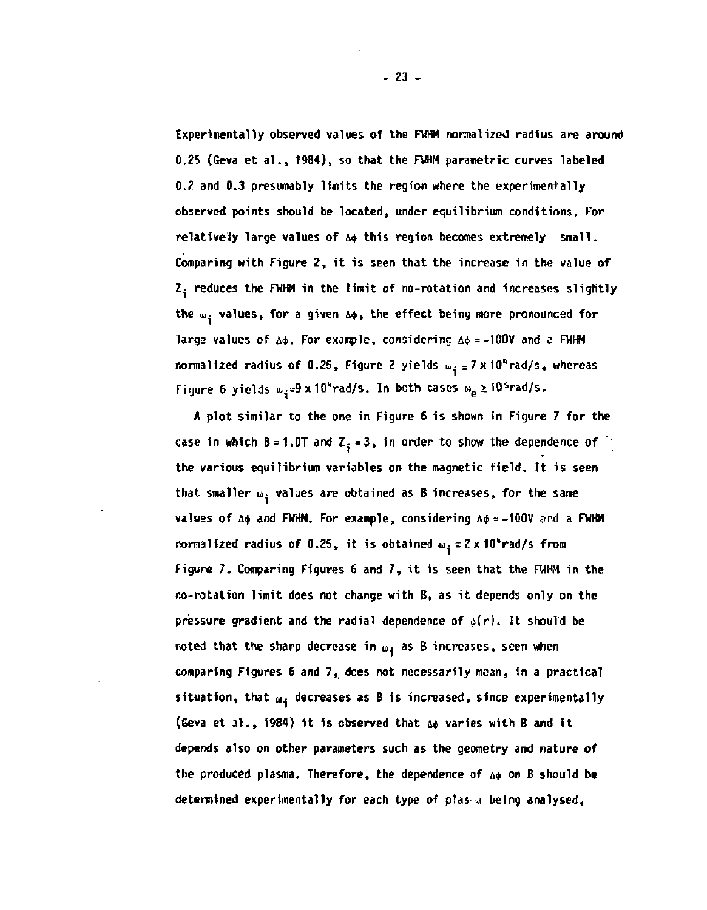Experimentally observed values of the FWHM normalized radius are around 0.25 (Geva et al., 1984), so that the FWHM parametric curves labeled 0.2 and 0.3 presumably limits the region where the experimentally observed points should be located, under equilibrium conditions. For relatively large values of $\Delta\phi$ this region becomes extremely small. Comparing with Figure 2, it is seen that the increase in the value of $Z_i$ reduces the FWHM in the limit of no-rotation and increases slightly the $\omega_i$ values, for a given $\Delta\phi$, the effect being more pronounced for large values of $\Delta\phi$. For example, considering $\Delta\phi = -100V$ and a FWHM normalized radius of 0.25, Figure 2 yields $\omega_i \simeq 7 \times 10^4$ rad/s, whereas Figure 6 yields $\omega_i \simeq 9 \times 10^4$ rad/s. In both cases $\omega_e \geq 10^5$ rad/s.

A plot similar to the one in Figure 6 is shown in Figure 7 for the case in which $B = 1.0T$ and $Z_i = 3$, in order to show the dependence of the various equilibrium variables on the magnetic field. It is seen that smaller $\omega_i$ values are obtained as B increases, for the same values of $\Delta\phi$ and FWHM. For example, considering $\Delta\phi = -100V$ and a FWHM normalized radius of 0.25, it is obtained $\omega_i \simeq 2 \times 10^4$ rad/s from Figure 7. Comparing Figures 6 and 7, it is seen that the FWHM in the no-rotation limit does not change with B, as it depends only on the pressure gradient and the radial dependence of $\phi(r)$. It should be noted that the sharp decrease in $\omega_i$ as B increases, seen when comparing Figures 6 and 7, does not necessarily mean, in a practical situation, that $\omega_i$ decreases as B is increased, since experimentally (Geva et al., 1984) it is observed that $\Delta\phi$ varies with B and it depends also on other parameters such as the geometry and nature of the produced plasma. Therefore, the dependence of $\Delta\phi$ on B should be determined experimentally for each type of plasma being analysed,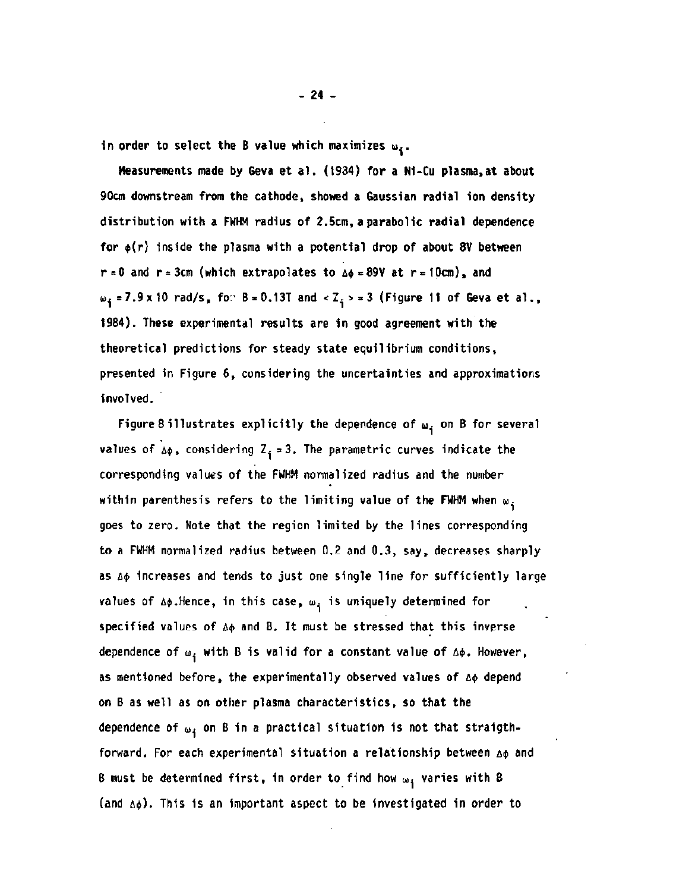in order to select the B value which maximizes $\omega_i$.

Measurements made by Geva et al. (1934) for a Ni-Cu plasma, at about 90cm downstream from the cathode, showed a Gaussian radial ion density distribution with a FWHM radius of 2.5cm, a parabolic radial dependence for $\phi(r)$ inside the plasma with a potential drop of about 8V between $r = 0$ and $r = 3$cm (which extrapolates to $\Delta\phi = 89$V at $r = 10$cm), and $\omega_i = 7.9 \times 10$ rad/s, for $B = 0.13$T and $< Z_i > = 3$ (Figure 11 of Geva et al., 1984). These experimental results are in good agreement with the theoretical predictions for steady state equilibrium conditions, presented in Figure 6, considering the uncertainties and approximations involved.

Figure 8 illustrates explicitly the dependence of $\omega_i$ on B for several values of $\Delta\phi$, considering $Z_i = 3$. The parametric curves indicate the corresponding values of the FWHM normalized radius and the number within parenthesis refers to the limiting value of the FWHM when $\omega_i$ goes to zero. Note that the region limited by the lines corresponding to a FWHM normalized radius between 0.2 and 0.3, say, decreases sharply as $\Delta\phi$ increases and tends to just one single line for sufficiently large values of $\Delta\phi$. Hence, in this case, $\omega_i$ is uniquely determined for specified values of $\Delta\phi$ and B. It must be stressed that this inverse dependence of $\omega_i$ with B is valid for a constant value of $\Delta\phi$. However, as mentioned before, the experimentally observed values of $\Delta\phi$ depend on B as well as on other plasma characteristics, so that the dependence of $\omega_i$ on B in a practical situation is not that straigthforward. For each experimental situation a relationship between $\Delta\phi$ and B must be determined first, in order to find how $\omega_i$ varies with B (and $\Delta\phi$). This is an important aspect to be investigated in order to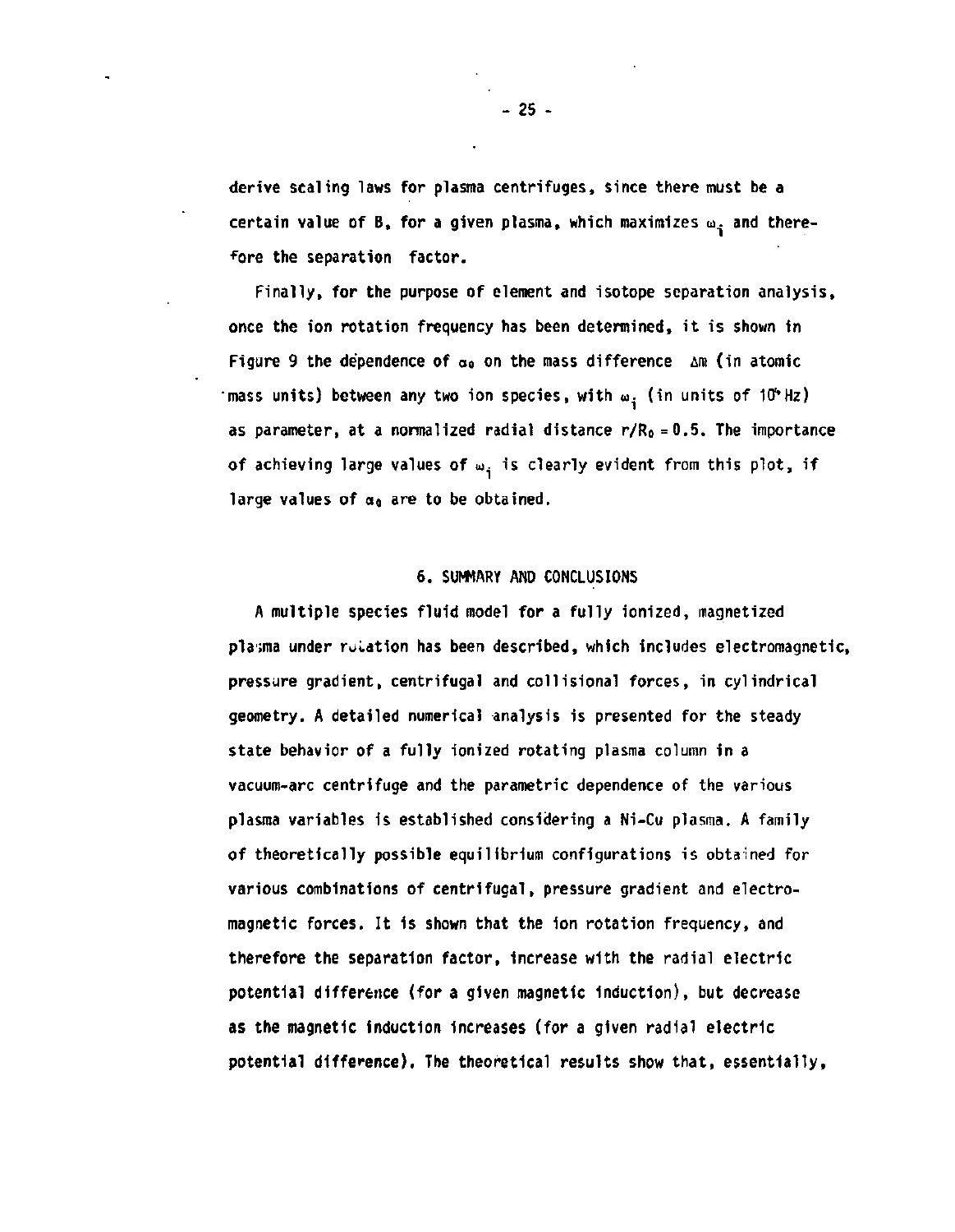derive scaling laws for plasma centrifuges, since there must be a certain value of B, for a given plasma, which maximizes $\omega_i$ and therefore the separation factor.

Finally, for the purpose of element and isotope separation analysis, once the ion rotation frequency has been determined, it is shown in Figure 9 the dependence of $\alpha_0$ on the mass difference $\Delta m$ (in atomic mass units) between any two ion species, with $\omega_i$ (in units of $10^4$ Hz) as parameter, at a normalized radial distance $r/R_0 = 0.5$. The importance of achieving large values of $\omega_i$ is clearly evident from this plot, if large values of $\alpha_0$ are to be obtained.

## 6. SUMMARY AND CONCLUSIONS

A multiple species fluid model for a fully ionized, magnetized plasma under rotation has been described, which includes electromagnetic, pressure gradient, centrifugal and collisional forces, in cylindrical geometry. A detailed numerical analysis is presented for the steady state behavior of a fully ionized rotating plasma column in a vacuum-arc centrifuge and the parametric dependence of the various plasma variables is established considering a Ni-Cu plasma. A family of theoretically possible equilibrium configurations is obtained for various combinations of centrifugal, pressure gradient and electromagnetic forces. It is shown that the ion rotation frequency, and therefore the separation factor, increase with the radial electric potential difference (for a given magnetic induction), but decrease as the magnetic induction increases (for a given radial electric potential difference). The theoretical results show that, essentially,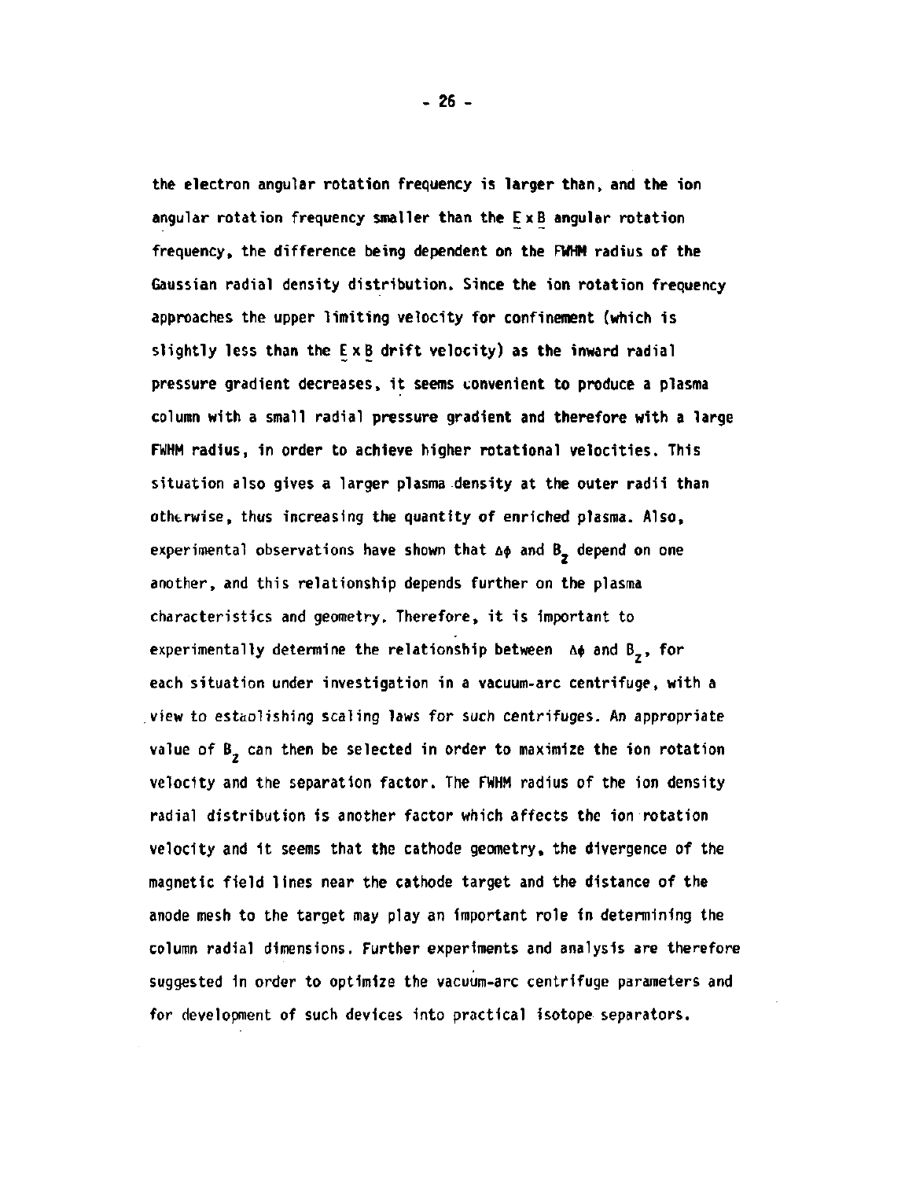the electron angular rotation frequency is larger than, and the ion angular rotation frequency smaller than the $\underset{\sim}{E} \times \underset{\sim}{B}$ angular rotation frequency, the difference being dependent on the FWHM radius of the Gaussian radial density distribution. Since the ion rotation frequency approaches the upper limiting velocity for confinement (which is slightly less than the $\underset{\sim}{E} \times \underset{\sim}{B}$ drift velocity) as the inward radial pressure gradient decreases, it seems convenient to produce a plasma column with a small radial pressure gradient and therefore with a large FWHM radius, in order to achieve higher rotational velocities. This situation also gives a larger plasma density at the outer radii than otherwise, thus increasing the quantity of enriched plasma. Also, experimental observations have shown that $\Delta\phi$ and $B_z$ depend on one another, and this relationship depends further on the plasma characteristics and geometry. Therefore, it is important to experimentally determine the relationship between $\Delta\phi$ and $B_z$, for each situation under investigation in a vacuum-arc centrifuge, with a view to establishing scaling laws for such centrifuges. An appropriate value of $B_z$ can then be selected in order to maximize the ion rotation velocity and the separation factor. The FWHM radius of the ion density radial distribution is another factor which affects the ion rotation velocity and it seems that the cathode geometry, the divergence of the magnetic field lines near the cathode target and the distance of the anode mesh to the target may play an important role in determining the column radial dimensions. Further experiments and analysis are therefore suggested in order to optimize the vacuum-arc centrifuge parameters and for development of such devices into practical isotope separators.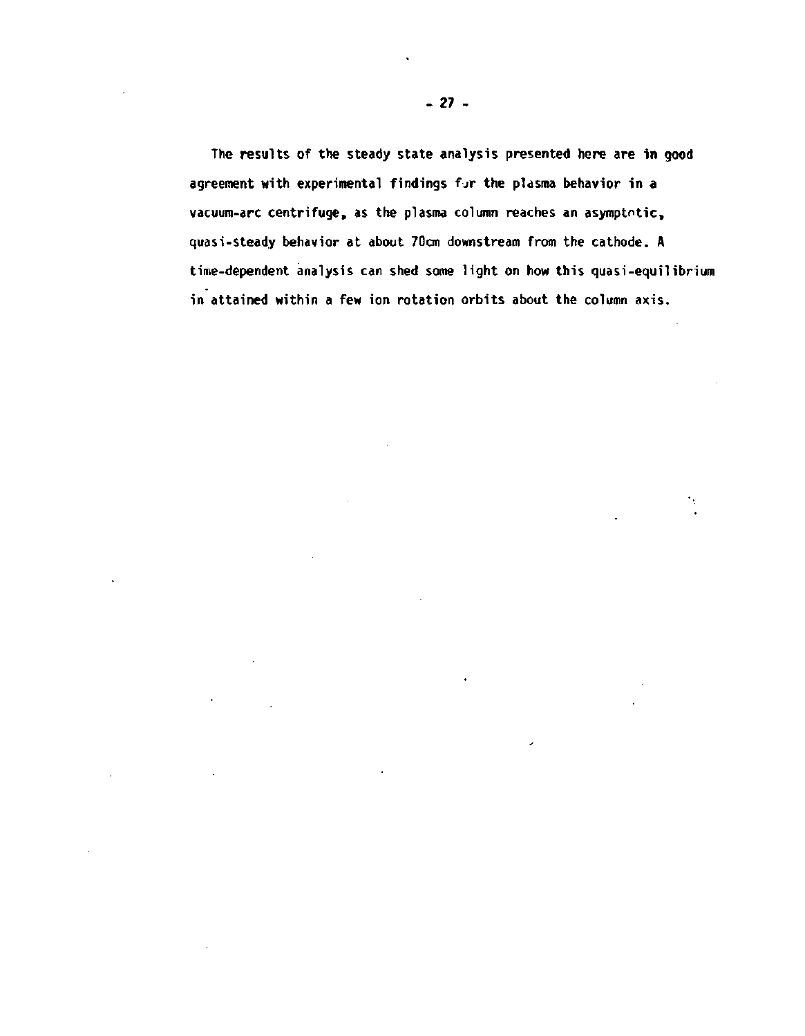The results of the steady state analysis presented here are in good agreement with experimental findings for the plasma behavior in a vacuum-arc centrifuge, as the plasma column reaches an asymptotic, quasi-steady behavior at about 70cm downstream from the cathode. A time-dependent analysis can shed some light on how this quasi-equilibrium in attained within a few ion rotation orbits about the column axis.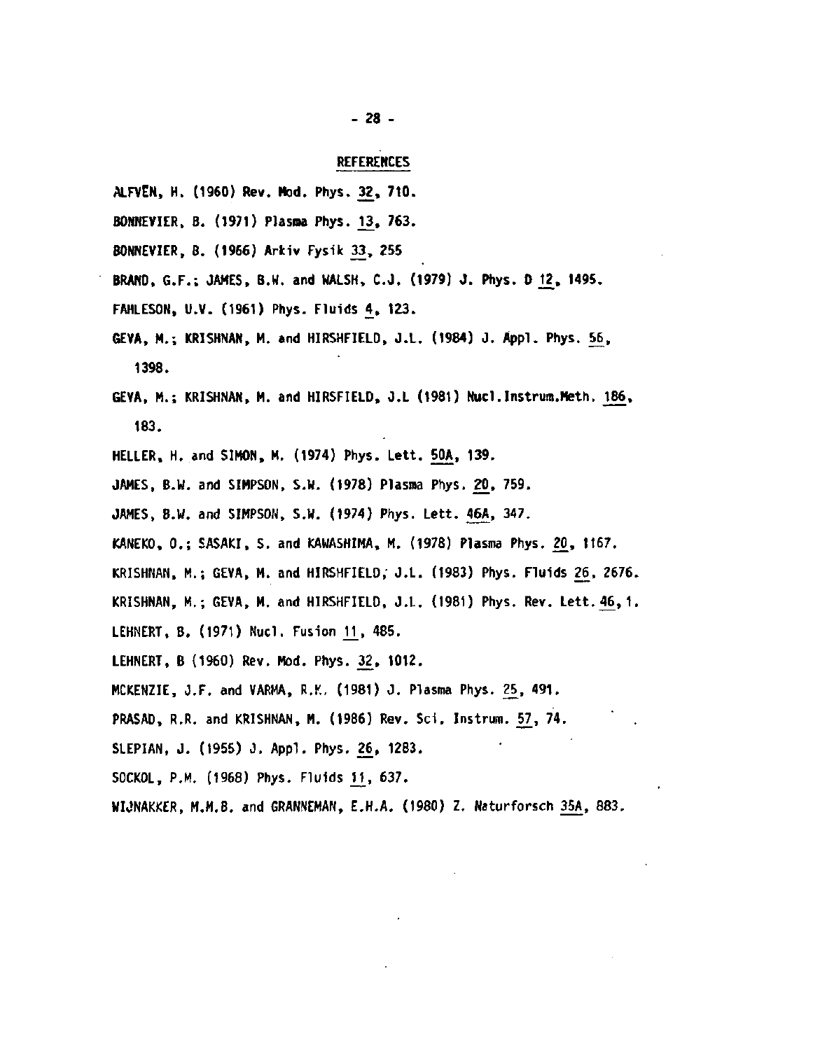## REFERENCES

ALFVEN, H. (1960) Rev. Mod. Phys. 32, 710.

BONNEVIER, B. (1971) Plasma Phys. 13, 763.

BONNEVIER, B. (1966) Arkiv Fysik 33, 255

BRAND, G.F.; JAMES, B.W. and WALSH, C.J. (1979) J. Phys. D 12, 1495.

FAHLESON, U.V. (1961) Phys. Fluids 4, 123.

GEVA, M.; KRISHNAN, M. and HIRSHFIELD, J.L. (1984) J. Appl. Phys. 56, 1398.

GEVA, M.; KRISHNAN, M. and HIRSFIELD, J.L (1981) Nucl.Instrum.Meth. 186, 183.

HELLER, H. and SIMON, M. (1974) Phys. Lett. 50A, 139.

JAMES, B.W. and SIMPSON, S.W. (1978) Plasma Phys. 20, 759.

JAMES, B.W. and SIMPSON, S.W. (1974) Phys. Lett. 46A, 347.

KANEKO, O.; SASAKI, S. and KAWASHIMA, M. (1978) Plasma Phys. 20, 1167.

KRISHNAN, M.; GEVA, M. and HIRSHFIELD, J.L. (1983) Phys. Fluids 26, 2676.

KRISHNAN, M.; GEVA, M. and HIRSHFIELD, J.L. (1981) Phys. Rev. Lett. 46, 1.

LEHNERT, B. (1971) Nucl. Fusion 11, 485.

LEHNERT, B (1960) Rev. Mod. Phys. 32, 1012.

MCKENZIE, J.F. and VARMA, R.K. (1981) J. Plasma Phys. 25, 491.

PRASAD, R.R. and KRISHNAN, M. (1986) Rev. Sci. Instrum. 57, 74.

SLEPIAN, J. (1955) J. Appl. Phys. 26, 1283.

SOCKOL, P.M. (1968) Phys. Fluids 11, 637.

WIJNAKKER, M.M.B. and GRANNEMAN, E.H.A. (1980) Z. Naturforsch 35A, 883.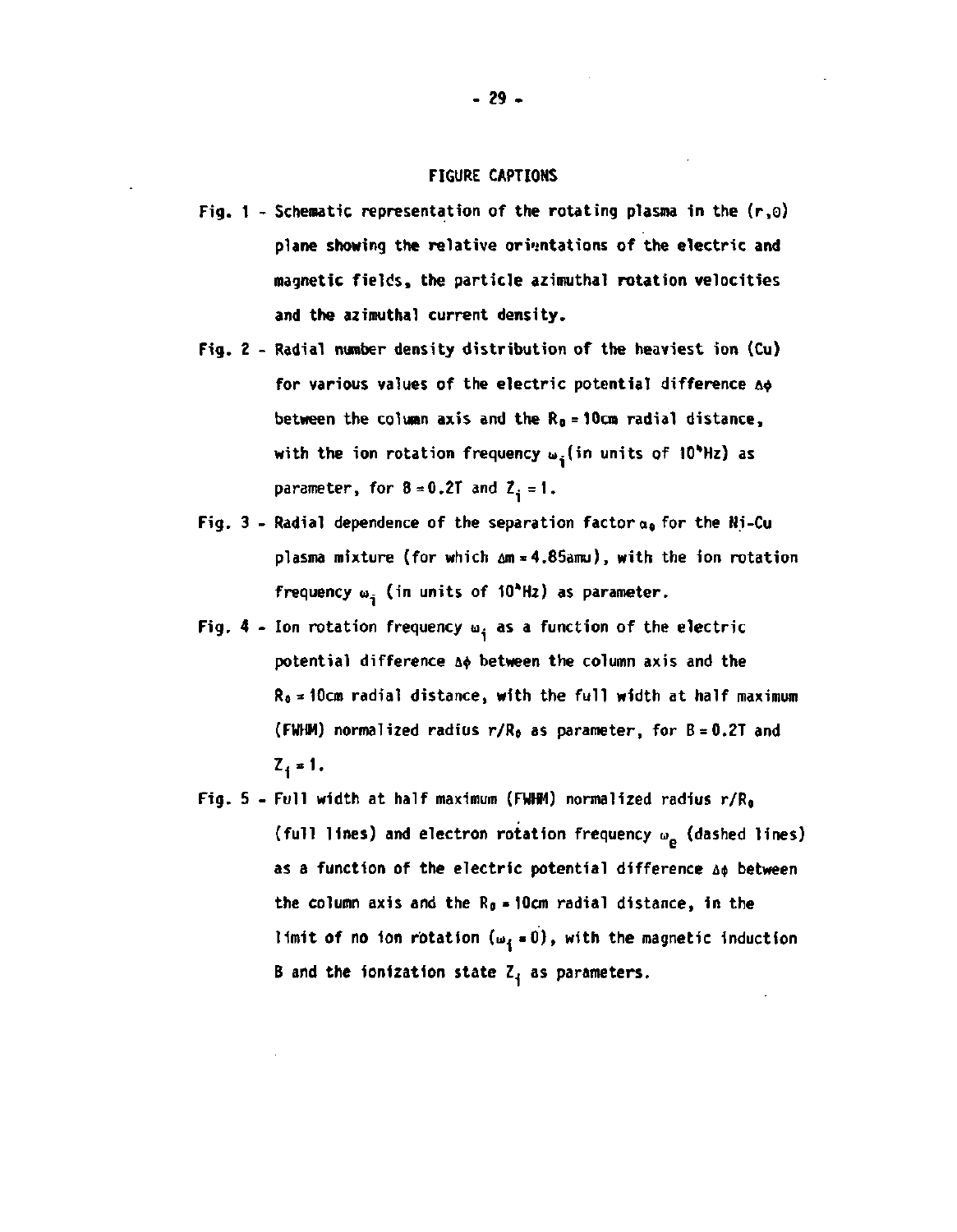# FIGURE CAPTIONS

Fig. 1 - Schematic representation of the rotating plasma in the $(r,\theta)$ plane showing the relative orientations of the electric and magnetic fields, the particle azimuthal rotation velocities and the azimuthal current density.

Fig. 2 - Radial number density distribution of the heaviest ion (Cu) for various values of the electric potential difference $\Delta\phi$ between the column axis and the $R_0 = 10$cm radial distance, with the ion rotation frequency $\omega_i$ (in units of $10^4$Hz) as parameter, for $B = 0.2$T and $Z_i = 1$.

Fig. 3 - Radial dependence of the separation factor $\alpha_0$ for the Ni-Cu plasma mixture (for which $\Delta m = 4.85$amu), with the ion rotation frequency $\omega_i$ (in units of $10^4$Hz) as parameter.

Fig. 4 - Ion rotation frequency $\omega_i$ as a function of the electric potential difference $\Delta\phi$ between the column axis and the $R_0 = 10$cm radial distance, with the full width at half maximum (FWHM) normalized radius $r/R_0$ as parameter, for $B = 0.2$T and $Z_i = 1$.

Fig. 5 - Full width at half maximum (FWHM) normalized radius $r/R_0$ (full lines) and electron rotation frequency $\omega_e$ (dashed lines) as a function of the electric potential difference $\Delta\phi$ between the column axis and the $R_0 = 10$cm radial distance, in the limit of no ion rotation $(\omega_i = 0)$, with the magnetic induction B and the ionization state $Z_i$ as parameters.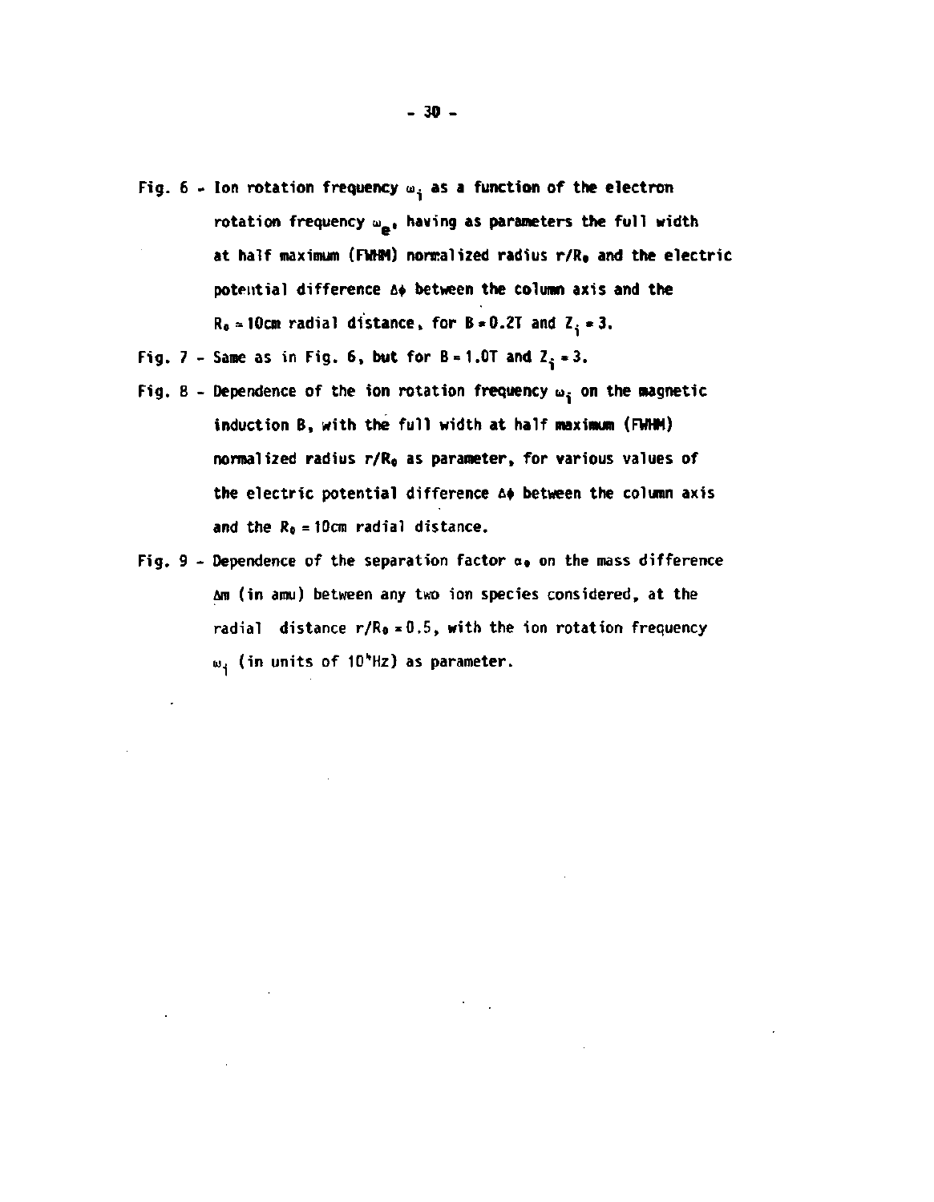Fig. 6 - Ion rotation frequency $\omega_i$ as a function of the electron rotation frequency $\omega_e$, having as parameters the full width at half maximum (FWHM) normalized radius $r/R_0$ and the electric potential difference $\Delta\phi$ between the column axis and the $R_0 = 10$cm radial distance, for $B = 0.2$T and $Z_i = 3$.

Fig. 7 - Same as in Fig. 6, but for $B = 1.0$T and $Z_i = 3$.

Fig. 8 - Dependence of the ion rotation frequency $\omega_i$ on the magnetic induction B, with the full width at half maximum (FWHM) normalized radius $r/R_0$ as parameter, for various values of the electric potential difference $\Delta\phi$ between the column axis and the $R_0 = 10$cm radial distance.

Fig. 9 - Dependence of the separation factor $\alpha_0$ on the mass difference $\Delta m$ (in amu) between any two ion species considered, at the radial distance $r/R_0 = 0.5$, with the ion rotation frequency $\omega_i$ (in units of $10^4$Hz) as parameter.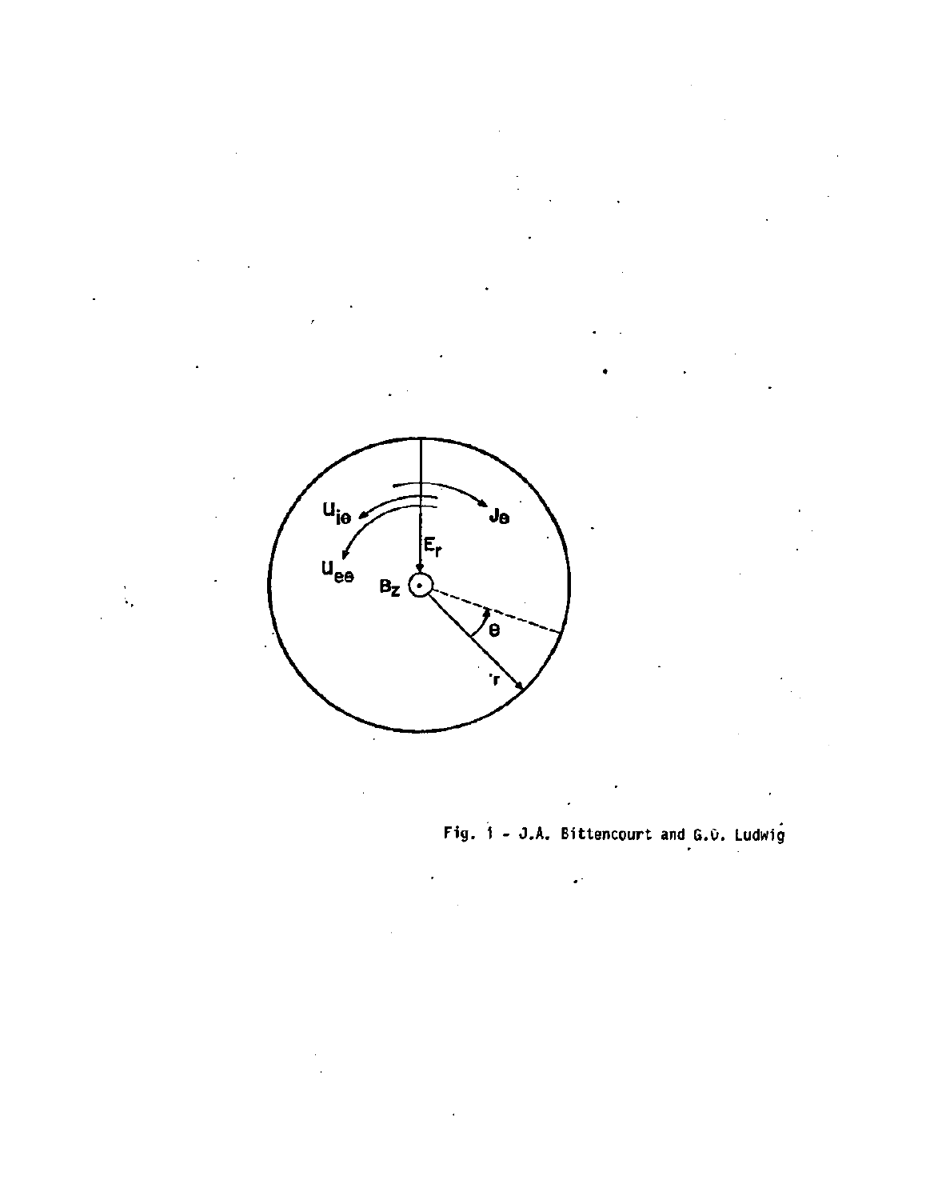Fig. 1 - J.A. Bittencourt and G.O. Ludwig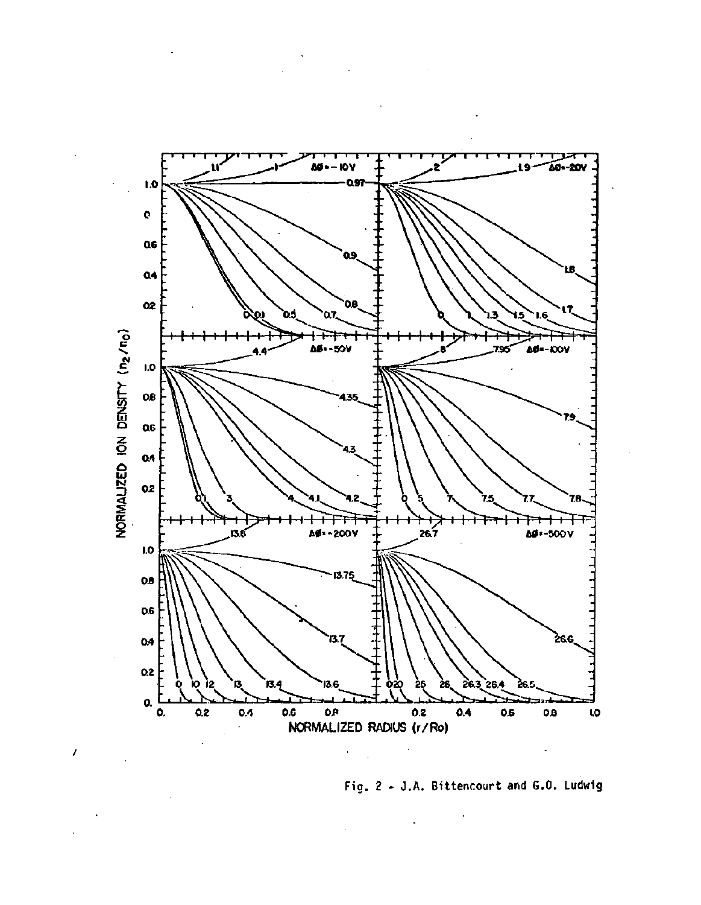Fig. 2 - J.A. Bittencourt and G.O. Ludwig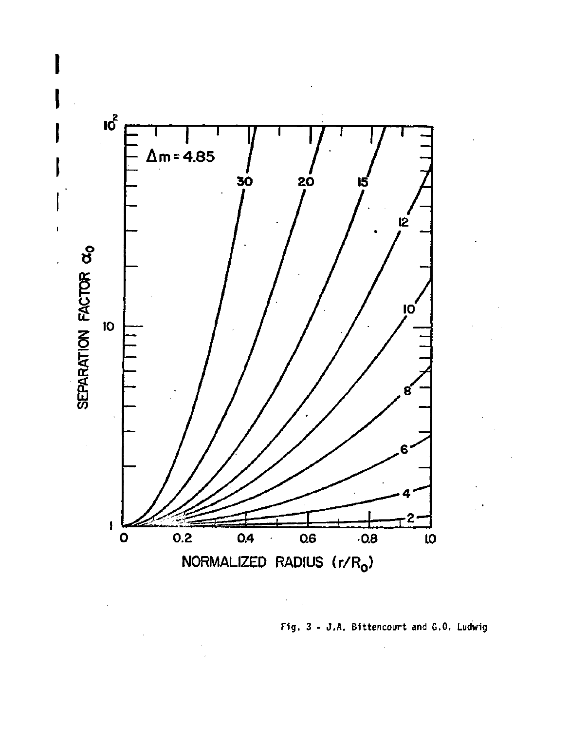Fig. 3 - J.A. Bittencourt and G.O. Ludwig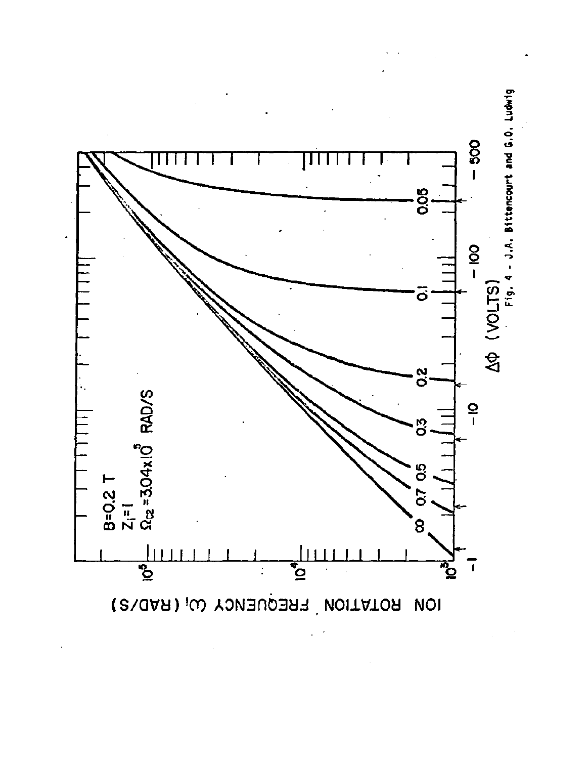B=0.2 T

$Z_i = 1$

$\Omega_{c2} = 3.04 \times 10^3$ RAD/S

ION ROTATION FREQUENCY $\omega_i$ (RAD/S)

$\Delta\Phi$ (VOLTS)

Fig. 4 - J.A. Bittencourt and G.O. Ludwig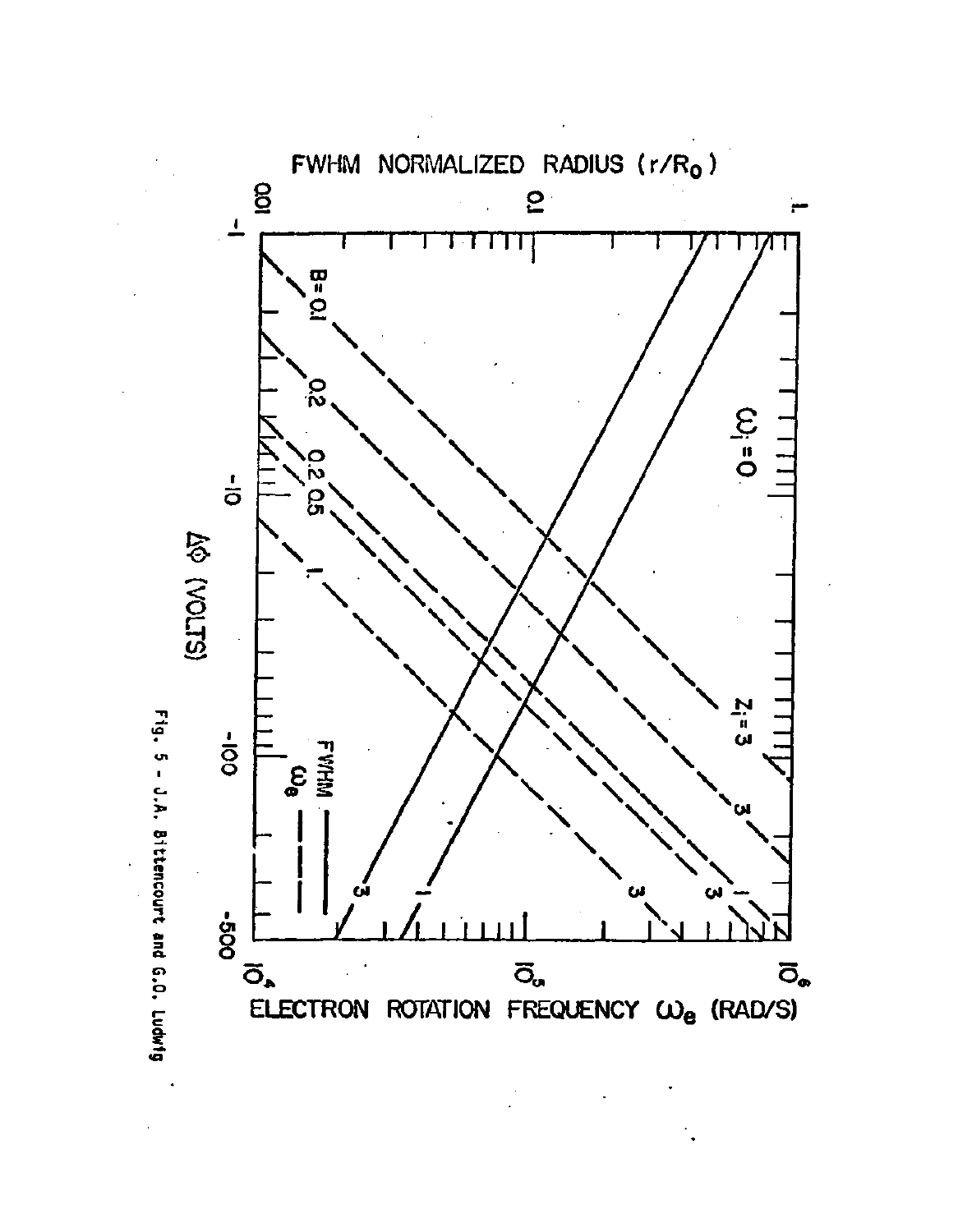Fig. 5 - J.A. Bittencourt and G.O. Ludwig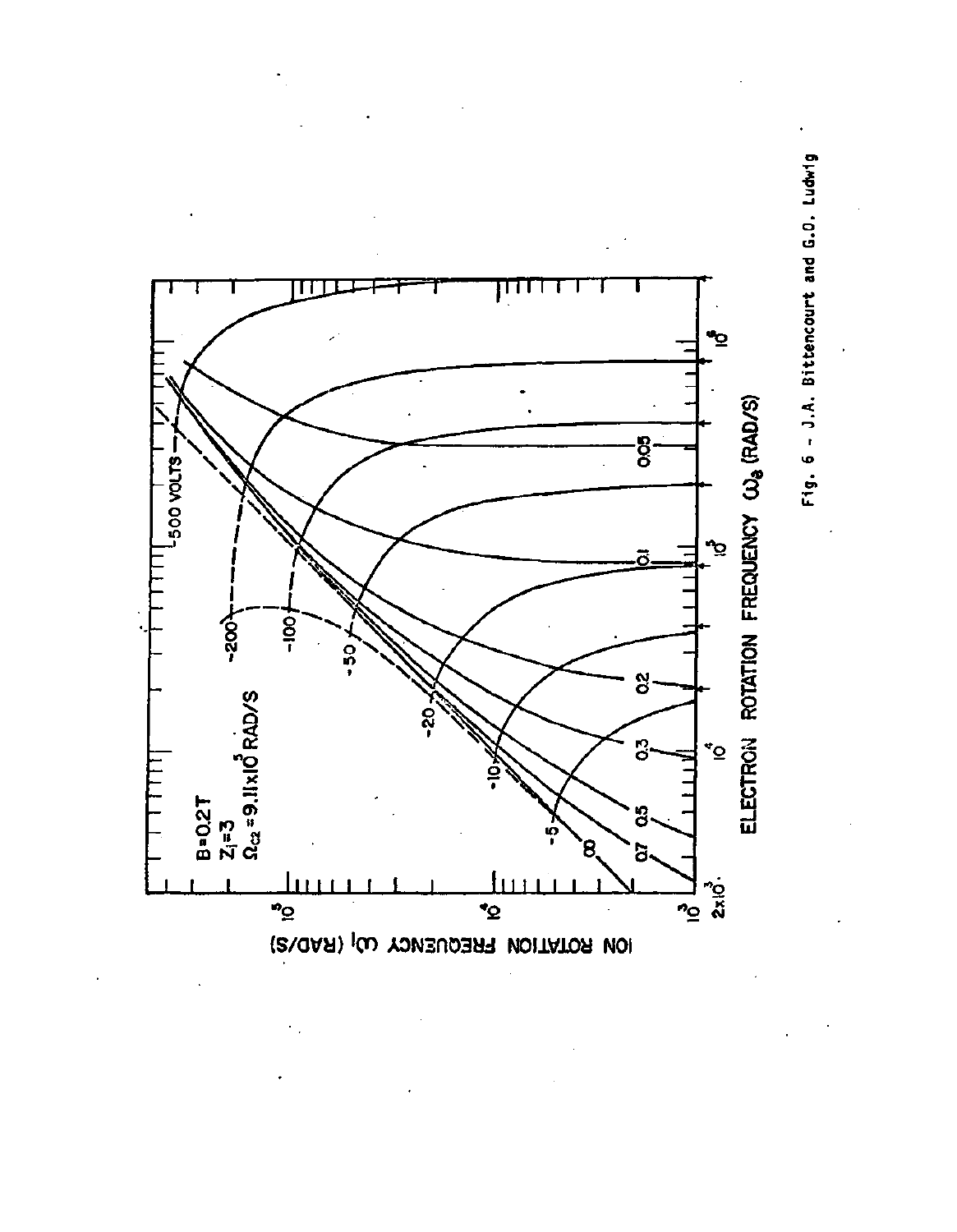Fig. 6 - J.A. Bittencourt and G.O. Ludwig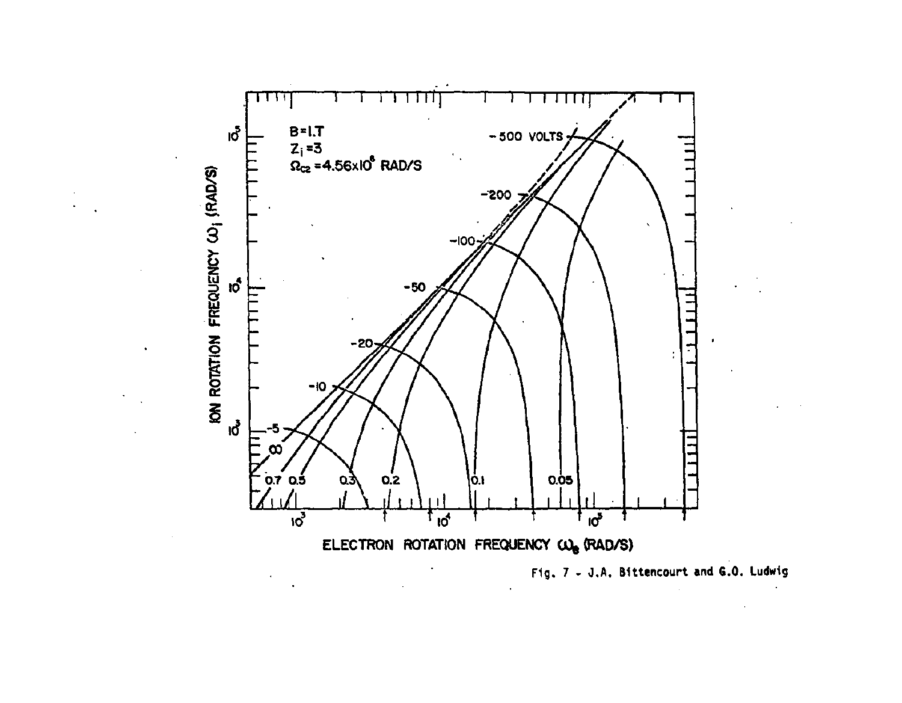Fig. 7 - J.A. Bittencourt and G.O. Ludwig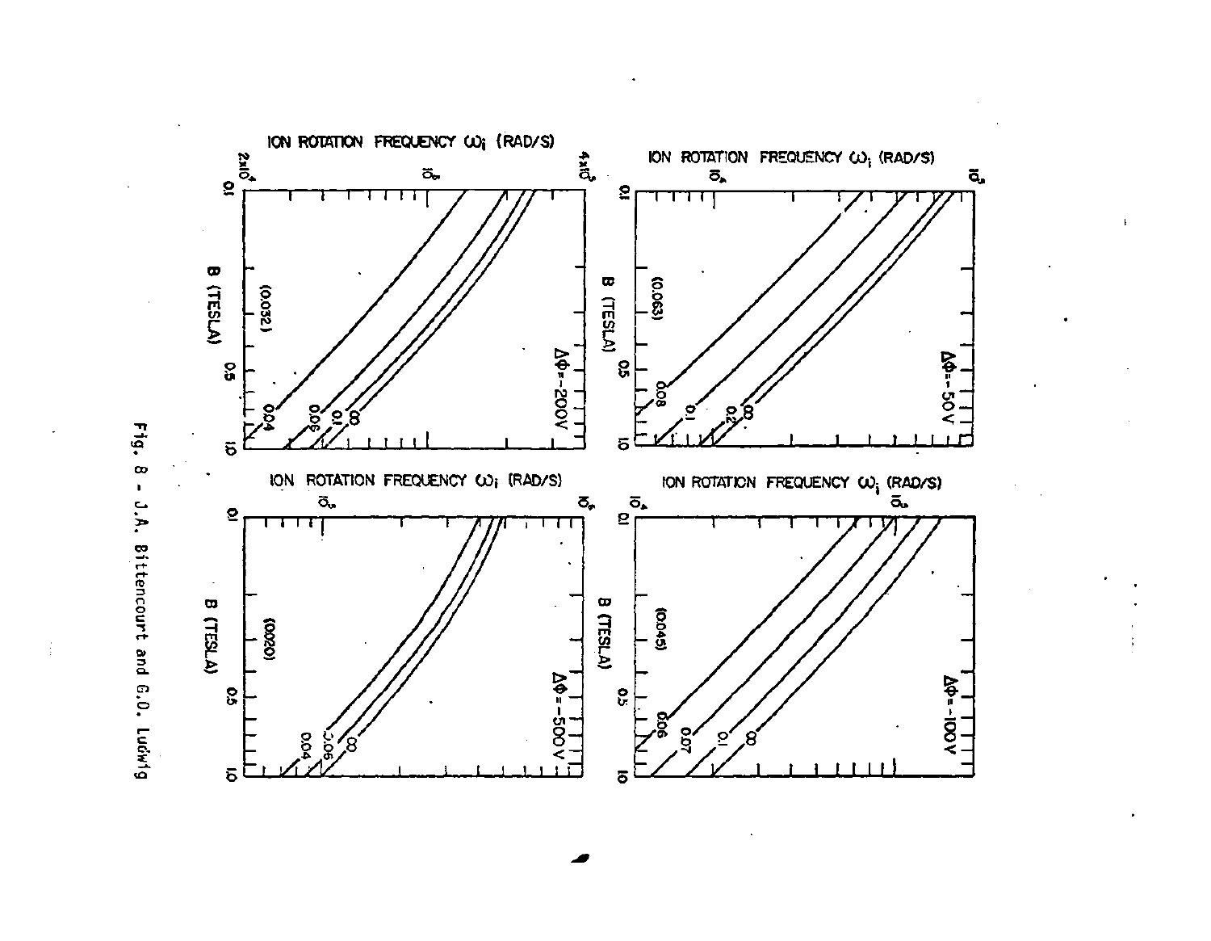Fig. 8 - J.A. Bittencourt and G.O. Ludwig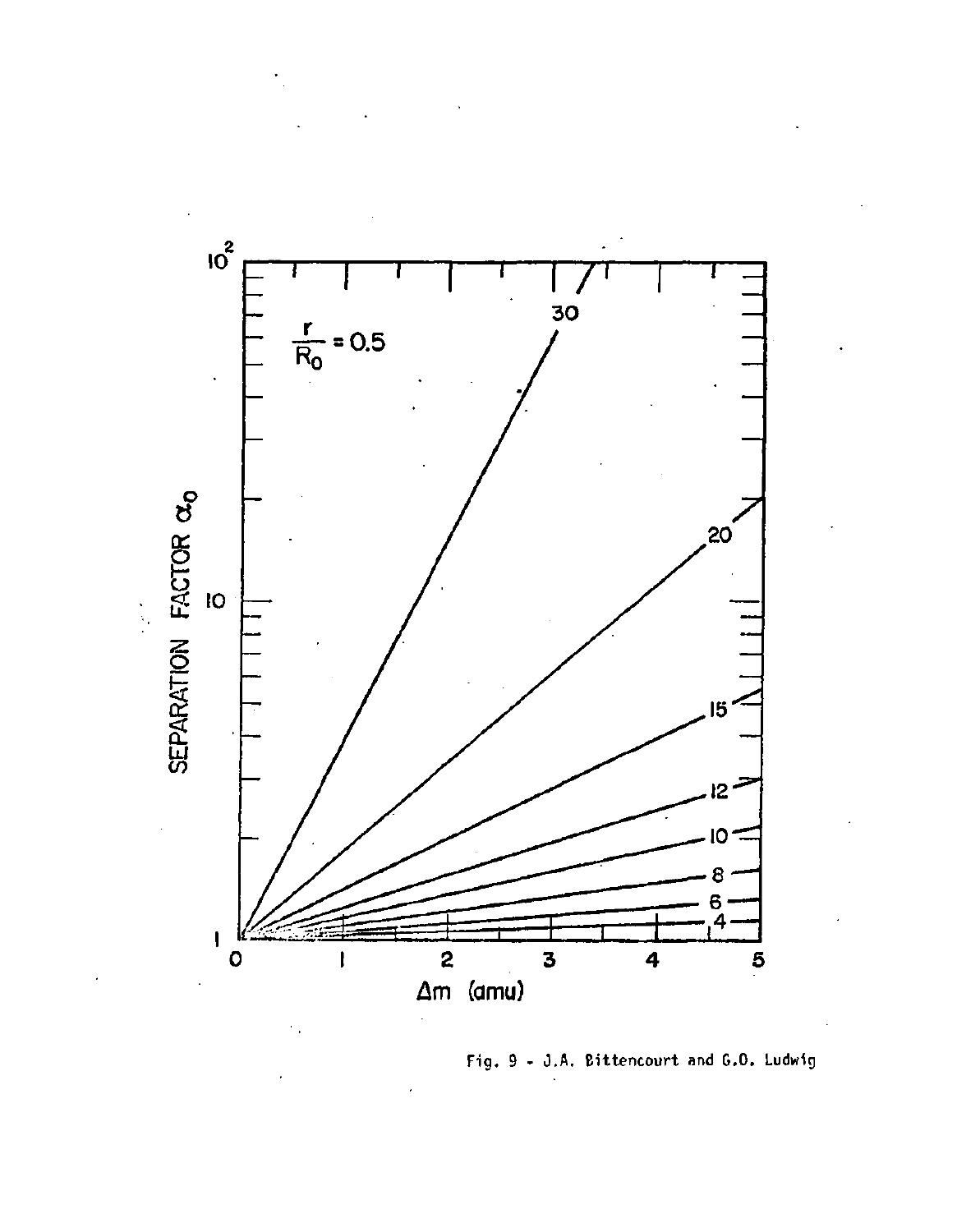$\frac{r}{R_0} = 0.5$

SEPARATION FACTOR $\alpha_0$

$10^2$

10

1

30

20

15

12

10

8

6

4

0

1

2

3

4

5

$\Delta m$ (amu)

Fig. 9 - J.A. Bittencourt and G.O. Ludwig